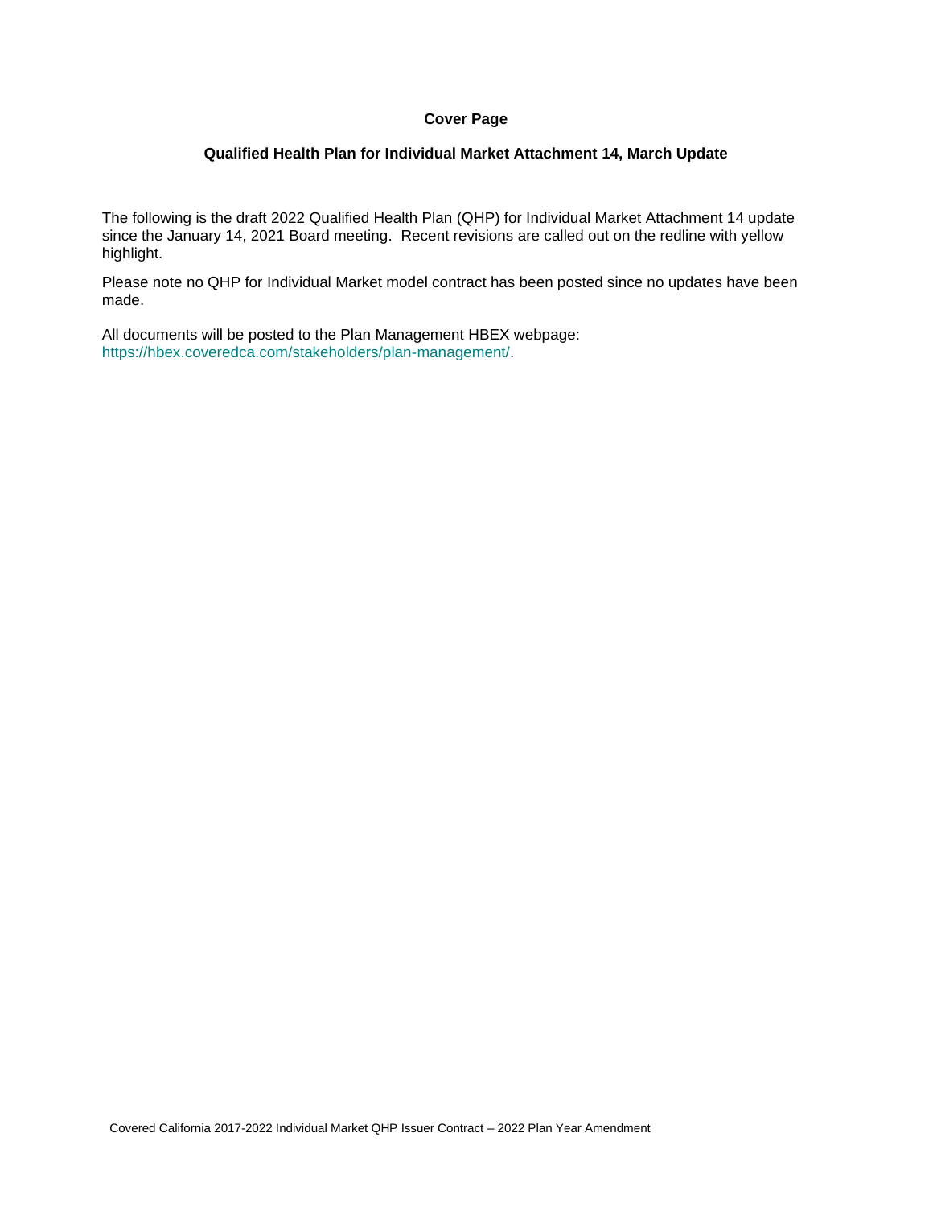**Cover Page**

**Qualified Health Plan for Individual Market Attachment 14, March Update**

The following is the draft 2022 Qualified Health Plan (QHP) for Individual Market Attachment 14 update since the January 14, 2021 Board meeting. Recent revisions are called out on the redline with yellow highlight.

Please note no QHP for Individual Market model contract has been posted since no updates have been made.

All documents will be posted to the Plan Management HBEX webpage: https://hbex.coveredca.com/stakeholders/plan-management/.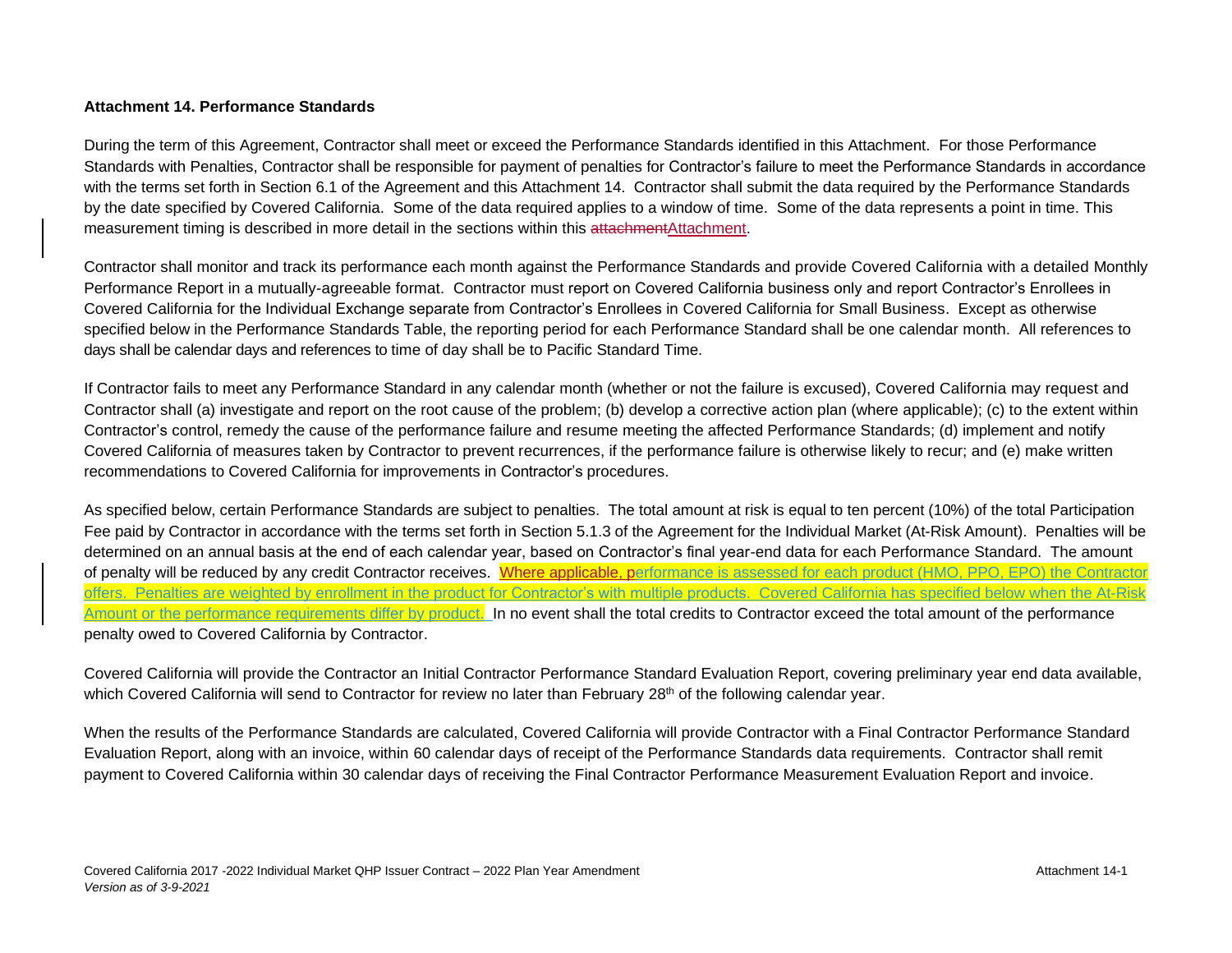**Attachment 14. Performance Standards**

During the term of this Agreement, Contractor shall meet or exceed the Performance Standards identified in this Attachment. For those Performance Standards with Penalties, Contractor shall be responsible for payment of penalties for Contractor's failure to meet the Performance Standards in accordance with the terms set forth in Section 6.1 of the Agreement and this Attachment 14. Contractor shall submit the data required by the Performance Standards by the date specified by Covered California. Some of the data required applies to a window of time. Some of the data represents a point in time. This measurement timing is described in more detail in the sections within this ~~attachment~~Attachment.

Contractor shall monitor and track its performance each month against the Performance Standards and provide Covered California with a detailed Monthly Performance Report in a mutually-agreeable format. Contractor must report on Covered California business only and report Contractor's Enrollees in Covered California for the Individual Exchange separate from Contractor's Enrollees in Covered California for Small Business. Except as otherwise specified below in the Performance Standards Table, the reporting period for each Performance Standard shall be one calendar month. All references to days shall be calendar days and references to time of day shall be to Pacific Standard Time.

If Contractor fails to meet any Performance Standard in any calendar month (whether or not the failure is excused), Covered California may request and Contractor shall (a) investigate and report on the root cause of the problem; (b) develop a corrective action plan (where applicable); (c) to the extent within Contractor's control, remedy the cause of the performance failure and resume meeting the affected Performance Standards; (d) implement and notify Covered California of measures taken by Contractor to prevent recurrences, if the performance failure is otherwise likely to recur; and (e) make written recommendations to Covered California for improvements in Contractor's procedures.

As specified below, certain Performance Standards are subject to penalties. The total amount at risk is equal to ten percent (10%) of the total Participation Fee paid by Contractor in accordance with the terms set forth in Section 5.1.3 of the Agreement for the Individual Market (At-Risk Amount). Penalties will be determined on an annual basis at the end of each calendar year, based on Contractor's final year-end data for each Performance Standard. The amount of penalty will be reduced by any credit Contractor receives. Where applicable, performance is assessed for each product (HMO, PPO, EPO) the Contractor offers. Penalties are weighted by enrollment in the product for Contractor's with multiple products. Covered California has specified below when the At-Risk Amount or the performance requirements differ by product. In no event shall the total credits to Contractor exceed the total amount of the performance penalty owed to Covered California by Contractor.

Covered California will provide the Contractor an Initial Contractor Performance Standard Evaluation Report, covering preliminary year end data available, which Covered California will send to Contractor for review no later than February 28th of the following calendar year.

When the results of the Performance Standards are calculated, Covered California will provide Contractor with a Final Contractor Performance Standard Evaluation Report, along with an invoice, within 60 calendar days of receipt of the Performance Standards data requirements. Contractor shall remit payment to Covered California within 30 calendar days of receiving the Final Contractor Performance Measurement Evaluation Report and invoice.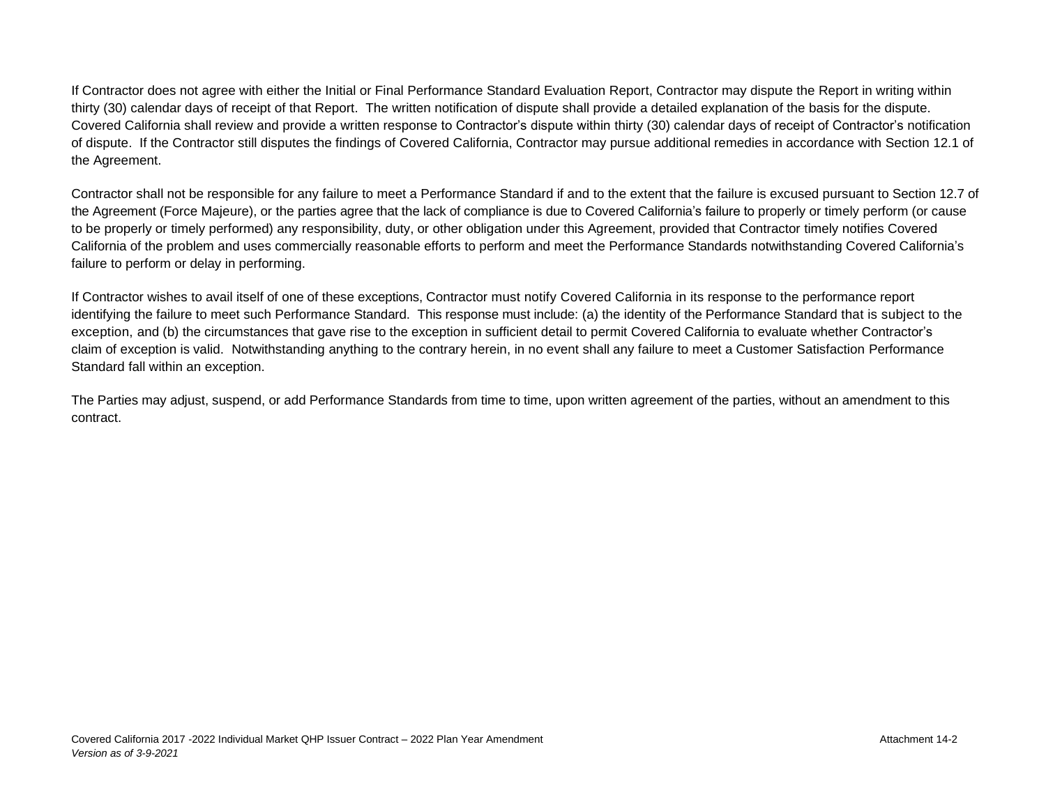If Contractor does not agree with either the Initial or Final Performance Standard Evaluation Report, Contractor may dispute the Report in writing within thirty (30) calendar days of receipt of that Report. The written notification of dispute shall provide a detailed explanation of the basis for the dispute. Covered California shall review and provide a written response to Contractor's dispute within thirty (30) calendar days of receipt of Contractor's notification of dispute. If the Contractor still disputes the findings of Covered California, Contractor may pursue additional remedies in accordance with Section 12.1 of the Agreement.

Contractor shall not be responsible for any failure to meet a Performance Standard if and to the extent that the failure is excused pursuant to Section 12.7 of the Agreement (Force Majeure), or the parties agree that the lack of compliance is due to Covered California's failure to properly or timely perform (or cause to be properly or timely performed) any responsibility, duty, or other obligation under this Agreement, provided that Contractor timely notifies Covered California of the problem and uses commercially reasonable efforts to perform and meet the Performance Standards notwithstanding Covered California's failure to perform or delay in performing.

If Contractor wishes to avail itself of one of these exceptions, Contractor must notify Covered California in its response to the performance report identifying the failure to meet such Performance Standard. This response must include: (a) the identity of the Performance Standard that is subject to the exception, and (b) the circumstances that gave rise to the exception in sufficient detail to permit Covered California to evaluate whether Contractor's claim of exception is valid. Notwithstanding anything to the contrary herein, in no event shall any failure to meet a Customer Satisfaction Performance Standard fall within an exception.

The Parties may adjust, suspend, or add Performance Standards from time to time, upon written agreement of the parties, without an amendment to this contract.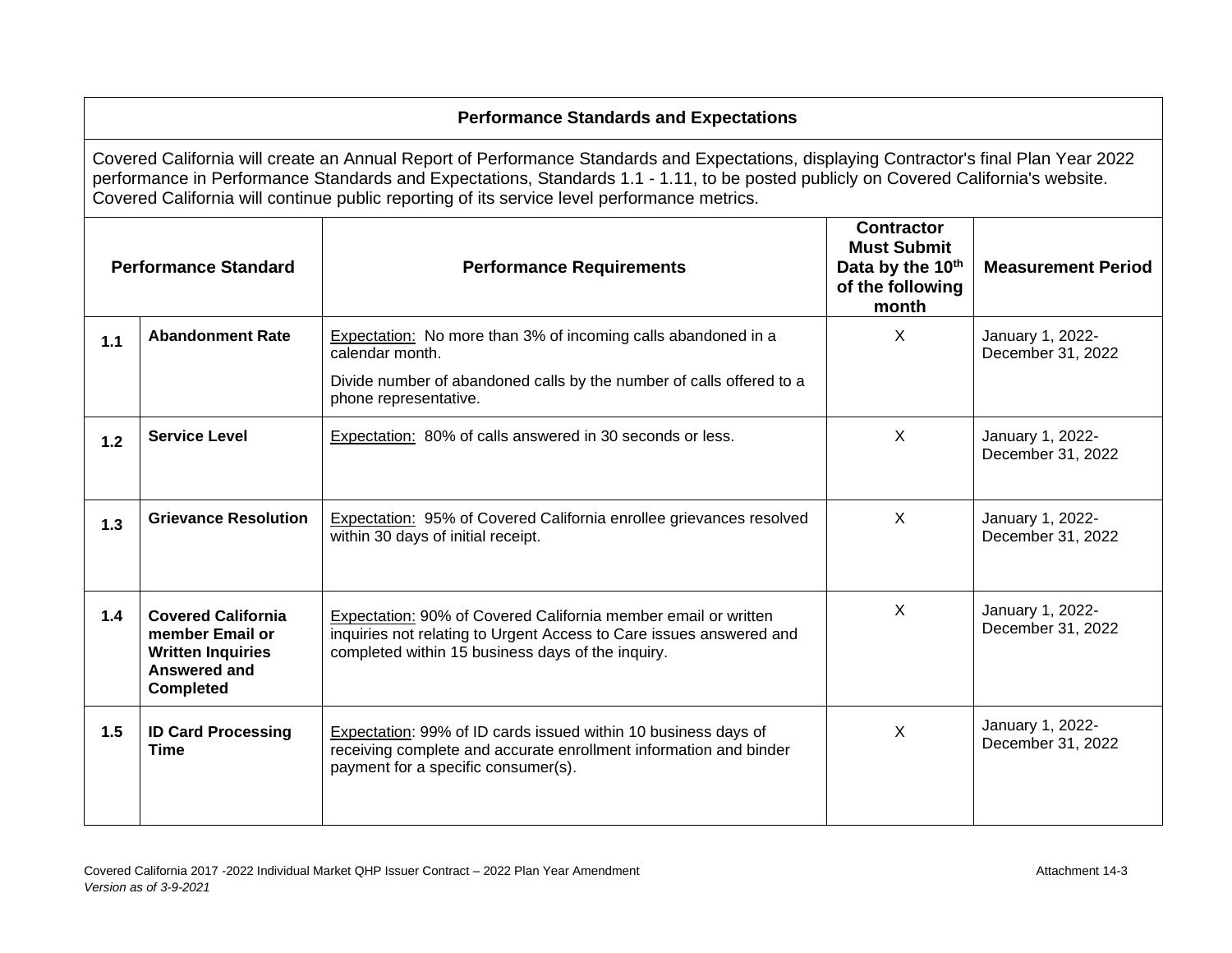| Performance Standards and Expectations | | | | | |
|---|---|---|---|---|---|
| Covered California will create an Annual Report of Performance Standards and Expectations, displaying Contractor's final Plan Year 2022 performance in Performance Standards and Expectations, Standards 1.1 - 1.11, to be posted publicly on Covered California's website. Covered California will continue public reporting of its service level performance metrics. | | | | | |
| **Performance Standard** | | **Performance Requirements** | **Contractor Must Submit Data by the 10th of the following month** | **Measurement Period** |
| **1.1** | **Abandonment Rate** | Expectation: No more than 3% of incoming calls abandoned in a calendar month.<br>Divide number of abandoned calls by the number of calls offered to a phone representative. | X | January 1, 2022-December 31, 2022 |
| **1.2** | **Service Level** | Expectation: 80% of calls answered in 30 seconds or less. | X | January 1, 2022-December 31, 2022 |
| **1.3** | **Grievance Resolution** | Expectation: 95% of Covered California enrollee grievances resolved within 30 days of initial receipt. | X | January 1, 2022-December 31, 2022 |
| **1.4** | **Covered California member Email or Written Inquiries Answered and Completed** | Expectation: 90% of Covered California member email or written inquiries not relating to Urgent Access to Care issues answered and completed within 15 business days of the inquiry. | X | January 1, 2022-December 31, 2022 |
| **1.5** | **ID Card Processing Time** | Expectation: 99% of ID cards issued within 10 business days of receiving complete and accurate enrollment information and binder payment for a specific consumer(s). | X | January 1, 2022-December 31, 2022 |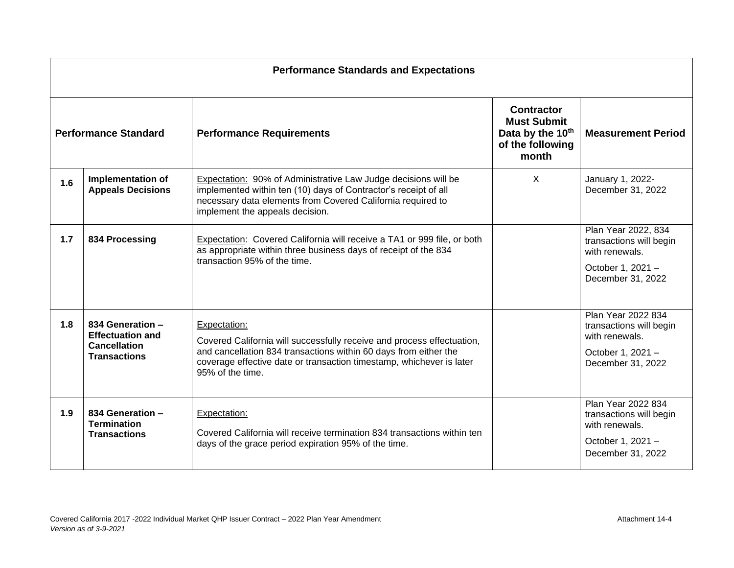| Performance Standards and Expectations | | | | |
|---|---|---|---|---|
| **Performance Standard** | | **Performance Requirements** | **Contractor Must Submit Data by the 10th of the following month** | **Measurement Period** |
| **1.6** | **Implementation of Appeals Decisions** | Expectation: 90% of Administrative Law Judge decisions will be implemented within ten (10) days of Contractor's receipt of all necessary data elements from Covered California required to implement the appeals decision. | X | January 1, 2022-December 31, 2022 |
| **1.7** | **834 Processing** | Expectation: Covered California will receive a TA1 or 999 file, or both as appropriate within three business days of receipt of the 834 transaction 95% of the time. | | Plan Year 2022, 834 transactions will begin with renewals.<br><br>October 1, 2021 – December 31, 2022 |
| **1.8** | **834 Generation – Effectuation and Cancellation Transactions** | Expectation:<br><br>Covered California will successfully receive and process effectuation, and cancellation 834 transactions within 60 days from either the coverage effective date or transaction timestamp, whichever is later 95% of the time. | | Plan Year 2022 834 transactions will begin with renewals.<br><br>October 1, 2021 – December 31, 2022 |
| **1.9** | **834 Generation – Termination Transactions** | Expectation:<br><br>Covered California will receive termination 834 transactions within ten days of the grace period expiration 95% of the time. | | Plan Year 2022 834 transactions will begin with renewals.<br><br>October 1, 2021 – December 31, 2022 |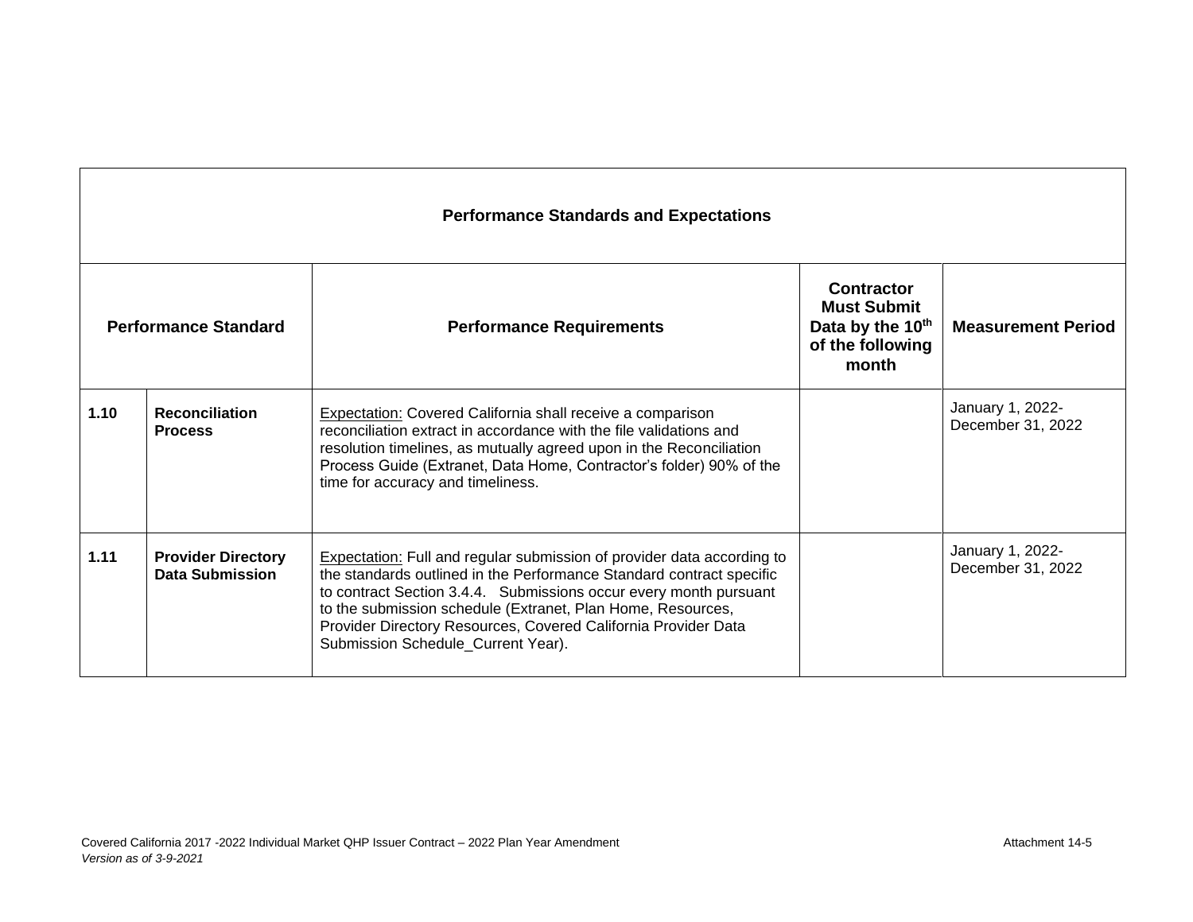| Performance Standards and Expectations | | | | |
|---|---|---|---|---|
| **Performance Standard** | | **Performance Requirements** | **Contractor Must Submit Data by the 10th of the following month** | **Measurement Period** |
| **1.10** | **Reconciliation Process** | Expectation: Covered California shall receive a comparison reconciliation extract in accordance with the file validations and resolution timelines, as mutually agreed upon in the Reconciliation Process Guide (Extranet, Data Home, Contractor's folder) 90% of the time for accuracy and timeliness. | | January 1, 2022-December 31, 2022 |
| **1.11** | **Provider Directory Data Submission** | Expectation: Full and regular submission of provider data according to the standards outlined in the Performance Standard contract specific to contract Section 3.4.4. Submissions occur every month pursuant to the submission schedule (Extranet, Plan Home, Resources, Provider Directory Resources, Covered California Provider Data Submission Schedule_Current Year). | | January 1, 2022-December 31, 2022 |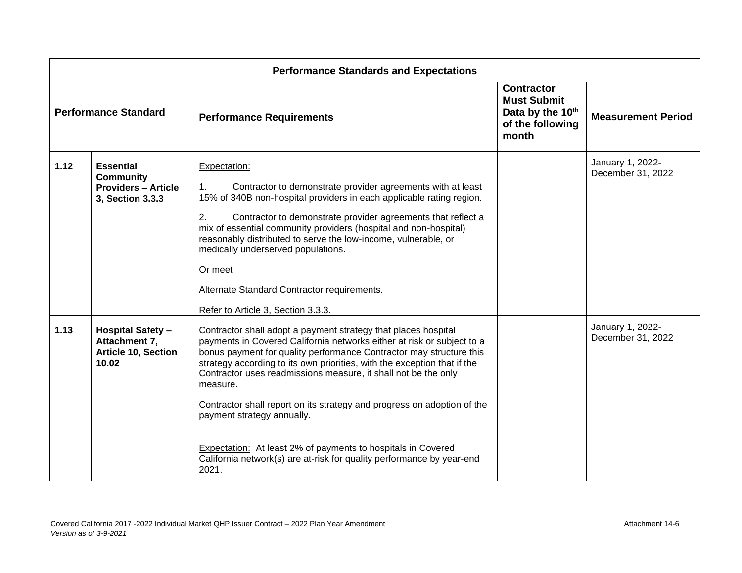| Performance Standards and Expectations | | | | |
|---|---|---|---|---|
| **Performance Standard** | | **Performance Requirements** | **Contractor Must Submit Data by the 10th of the following month** | **Measurement Period** |
| **1.12** | **Essential Community Providers – Article 3, Section 3.3.3** | Expectation:<br><br>1. Contractor to demonstrate provider agreements with at least 15% of 340B non-hospital providers in each applicable rating region.<br><br>2. Contractor to demonstrate provider agreements that reflect a mix of essential community providers (hospital and non-hospital) reasonably distributed to serve the low-income, vulnerable, or medically underserved populations.<br><br>Or meet<br><br>Alternate Standard Contractor requirements.<br><br>Refer to Article 3, Section 3.3.3. | | January 1, 2022-December 31, 2022 |
| **1.13** | **Hospital Safety – Attachment 7, Article 10, Section 10.02** | Contractor shall adopt a payment strategy that places hospital payments in Covered California networks either at risk or subject to a bonus payment for quality performance Contractor may structure this strategy according to its own priorities, with the exception that if the Contractor uses readmissions measure, it shall not be the only measure.<br><br>Contractor shall report on its strategy and progress on adoption of the payment strategy annually.<br><br>Expectation: At least 2% of payments to hospitals in Covered California network(s) are at-risk for quality performance by year-end 2021. | | January 1, 2022-December 31, 2022 |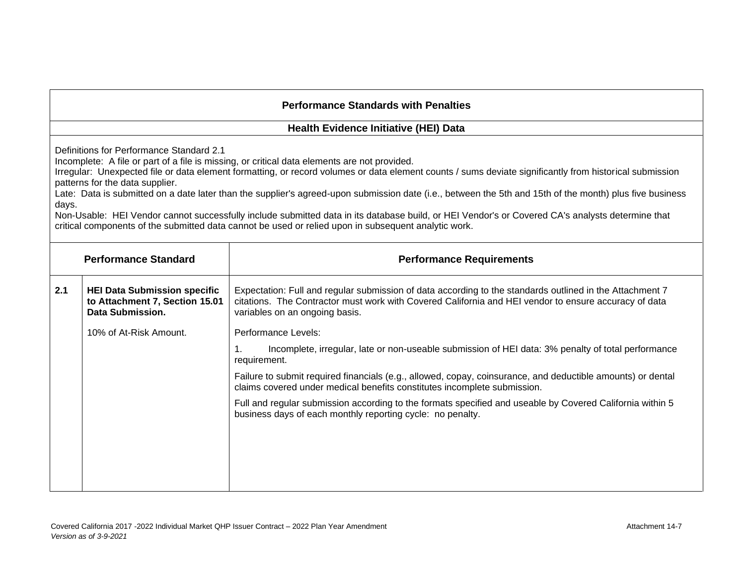## Performance Standards with Penalties

### Health Evidence Initiative (HEI) Data

Definitions for Performance Standard 2.1
Incomplete: A file or part of a file is missing, or critical data elements are not provided.
Irregular: Unexpected file or data element formatting, or record volumes or data element counts / sums deviate significantly from historical submission patterns for the data supplier.
Late: Data is submitted on a date later than the supplier's agreed-upon submission date (i.e., between the 5th and 15th of the month) plus five business days.
Non-Usable: HEI Vendor cannot successfully include submitted data in its database build, or HEI Vendor's or Covered CA's analysts determine that critical components of the submitted data cannot be used or relied upon in subsequent analytic work.

| Performance Standard | | Performance Requirements |
|---|---|---|
| **2.1** | **HEI Data Submission specific to Attachment 7, Section 15.01 Data Submission.**<br><br>10% of At-Risk Amount. | Expectation: Full and regular submission of data according to the standards outlined in the Attachment 7 citations. The Contractor must work with Covered California and HEI vendor to ensure accuracy of data variables on an ongoing basis.<br><br>Performance Levels:<br><br>1. Incomplete, irregular, late or non-useable submission of HEI data: 3% penalty of total performance requirement.<br><br>Failure to submit required financials (e.g., allowed, copay, coinsurance, and deductible amounts) or dental claims covered under medical benefits constitutes incomplete submission.<br><br>Full and regular submission according to the formats specified and useable by Covered California within 5 business days of each monthly reporting cycle: no penalty. |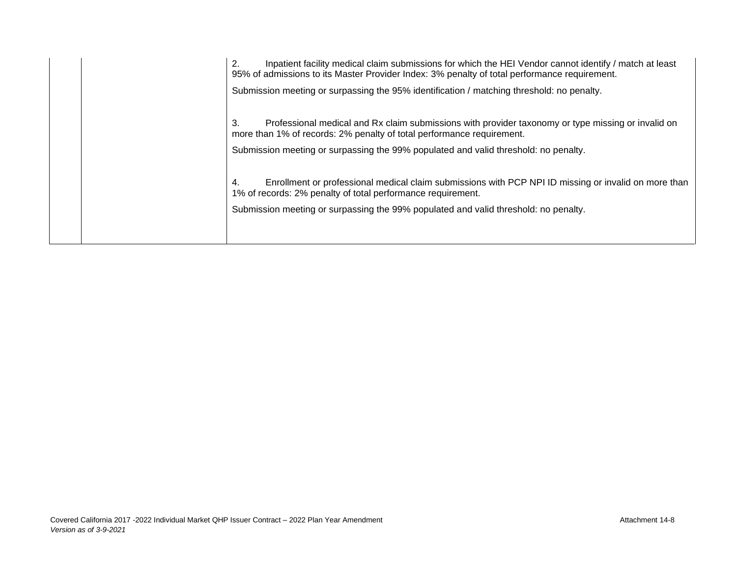| | | |
|---|---|---|
| | | 2. Inpatient facility medical claim submissions for which the HEI Vendor cannot identify / match at least 95% of admissions to its Master Provider Index: 3% penalty of total performance requirement.<br><br>Submission meeting or surpassing the 95% identification / matching threshold: no penalty.<br><br>3. Professional medical and Rx claim submissions with provider taxonomy or type missing or invalid on more than 1% of records: 2% penalty of total performance requirement.<br><br>Submission meeting or surpassing the 99% populated and valid threshold: no penalty.<br><br>4. Enrollment or professional medical claim submissions with PCP NPI ID missing or invalid on more than 1% of records: 2% penalty of total performance requirement.<br><br>Submission meeting or surpassing the 99% populated and valid threshold: no penalty. |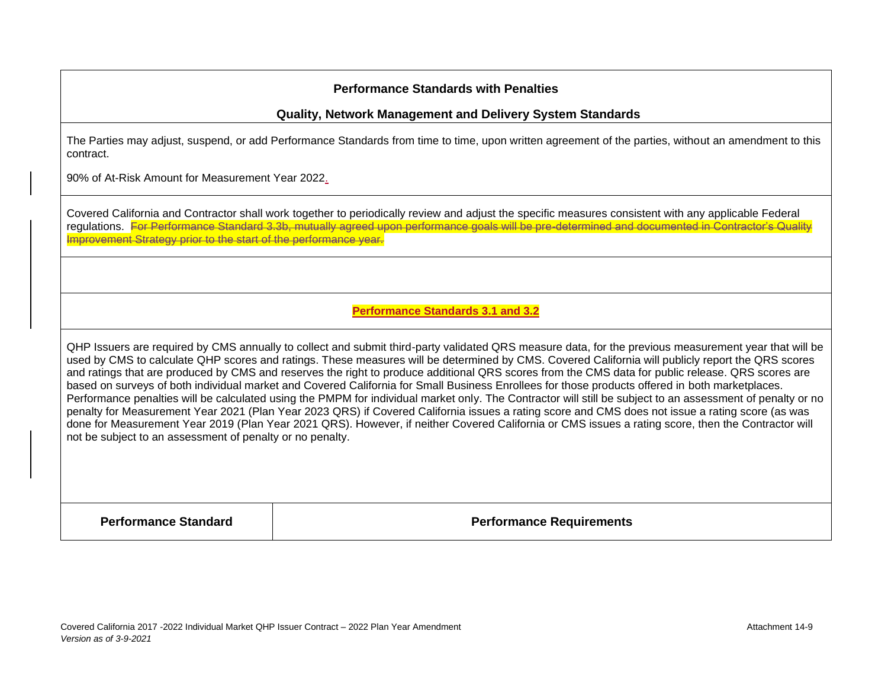## Performance Standards with Penalties

### Quality, Network Management and Delivery System Standards

The Parties may adjust, suspend, or add Performance Standards from time to time, upon written agreement of the parties, without an amendment to this contract.

90% of At-Risk Amount for Measurement Year 2022.

Covered California and Contractor shall work together to periodically review and adjust the specific measures consistent with any applicable Federal regulations. ~~For Performance Standard 3.3b, mutually agreed upon performance goals will be pre-determined and documented in Contractor's Quality Improvement Strategy prior to the start of the performance year.~~

**Performance Standards 3.1 and 3.2**

QHP Issuers are required by CMS annually to collect and submit third-party validated QRS measure data, for the previous measurement year that will be used by CMS to calculate QHP scores and ratings. These measures will be determined by CMS. Covered California will publicly report the QRS scores and ratings that are produced by CMS and reserves the right to produce additional QRS scores from the CMS data for public release. QRS scores are based on surveys of both individual market and Covered California for Small Business Enrollees for those products offered in both marketplaces. Performance penalties will be calculated using the PMPM for individual market only. The Contractor will still be subject to an assessment of penalty or no penalty for Measurement Year 2021 (Plan Year 2023 QRS) if Covered California issues a rating score and CMS does not issue a rating score (as was done for Measurement Year 2019 (Plan Year 2021 QRS). However, if neither Covered California or CMS issues a rating score, then the Contractor will not be subject to an assessment of penalty or no penalty.

| Performance Standard | Performance Requirements |
| --- | --- |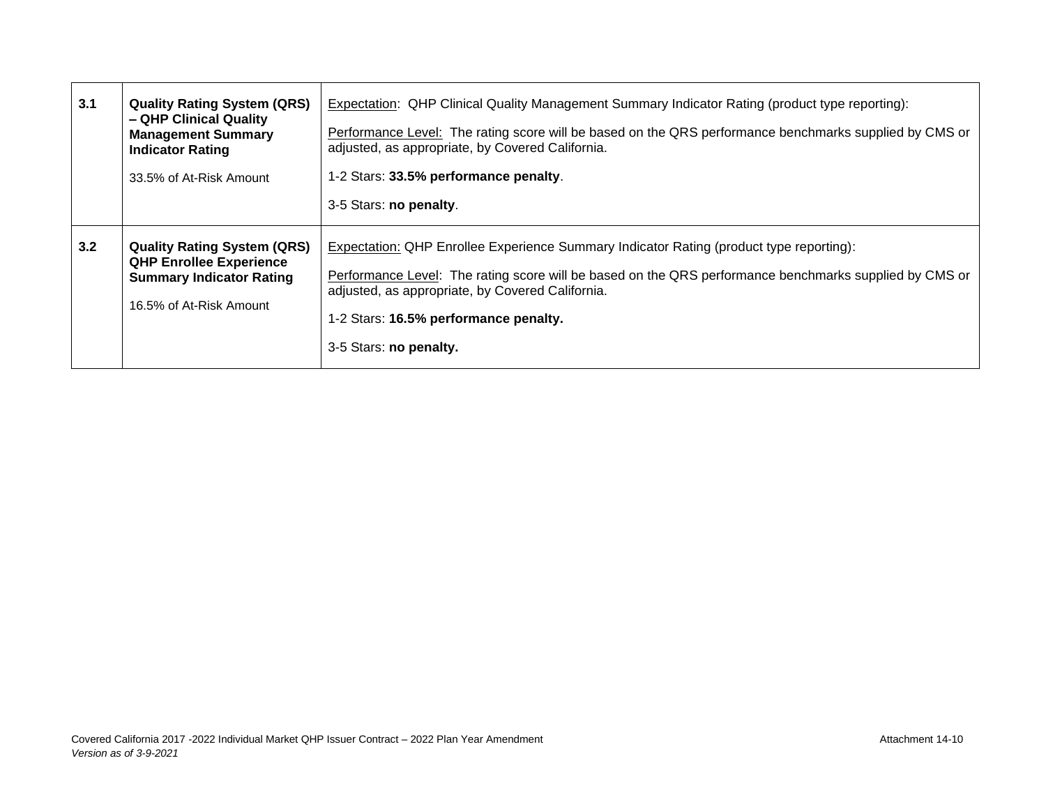| | | |
|---|---|---|
| **3.1** | **Quality Rating System (QRS) – QHP Clinical Quality Management Summary Indicator Rating**<br><br>33.5% of At-Risk Amount | Expectation: QHP Clinical Quality Management Summary Indicator Rating (product type reporting):<br><br>Performance Level: The rating score will be based on the QRS performance benchmarks supplied by CMS or adjusted, as appropriate, by Covered California.<br><br>1-2 Stars: **33.5% performance penalty**.<br><br>3-5 Stars: **no penalty**. |
| **3.2** | **Quality Rating System (QRS) QHP Enrollee Experience Summary Indicator Rating**<br><br>16.5% of At-Risk Amount | Expectation: QHP Enrollee Experience Summary Indicator Rating (product type reporting):<br><br>Performance Level: The rating score will be based on the QRS performance benchmarks supplied by CMS or adjusted, as appropriate, by Covered California.<br><br>1-2 Stars: **16.5% performance penalty.**<br><br>3-5 Stars: **no penalty.** |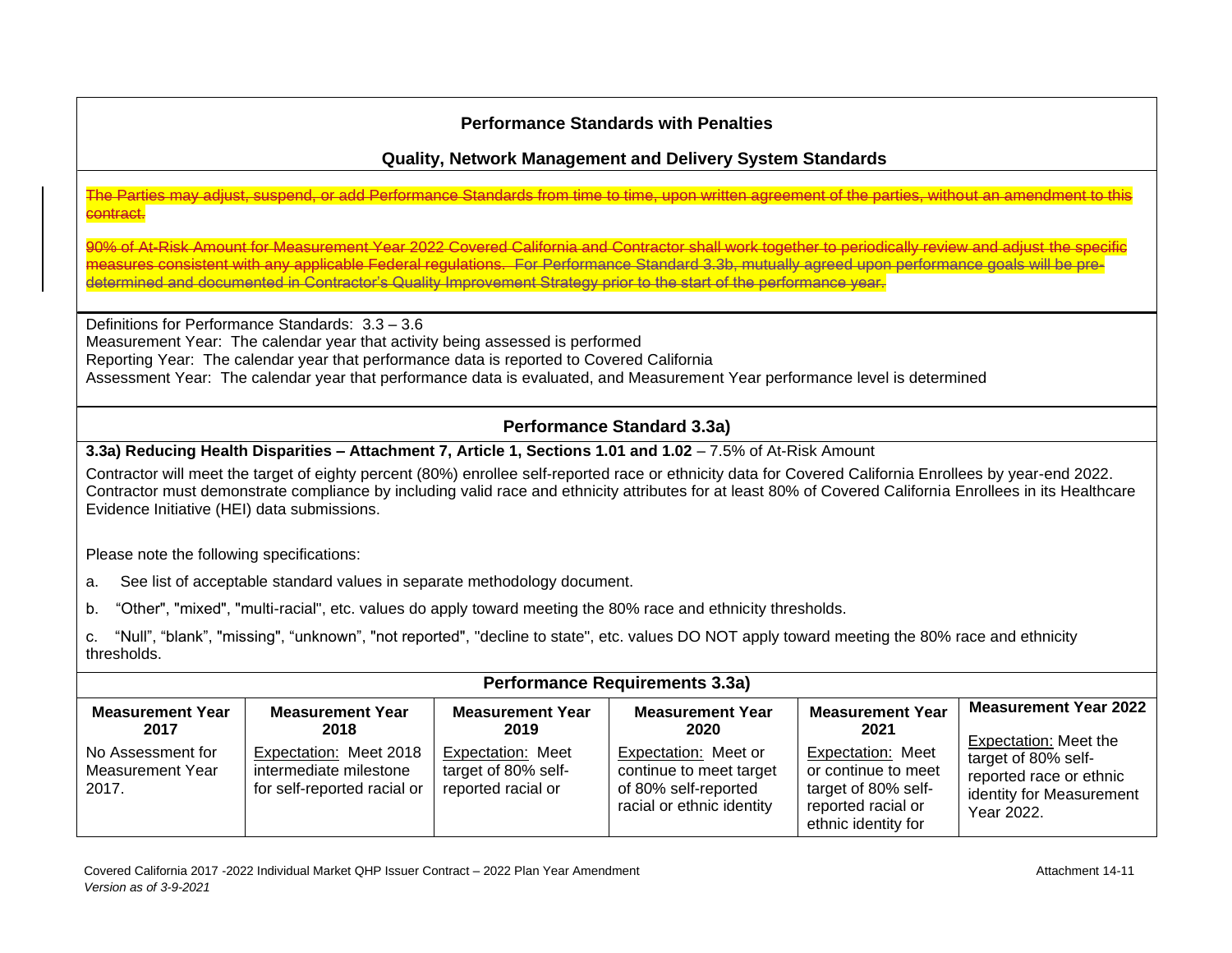**Performance Standards with Penalties**

**Quality, Network Management and Delivery System Standards**

~~The Parties may adjust, suspend, or add Performance Standards from time to time, upon written agreement of the parties, without an amendment to this contract.~~

~~90% of At-Risk Amount for Measurement Year 2022 Covered California and Contractor shall work together to periodically review and adjust the specific measures consistent with any applicable Federal regulations. For Performance Standard 3.3b, mutually agreed upon performance goals will be pre-determined and documented in Contractor's Quality Improvement Strategy prior to the start of the performance year.~~

Definitions for Performance Standards: 3.3 – 3.6
Measurement Year: The calendar year that activity being assessed is performed
Reporting Year: The calendar year that performance data is reported to Covered California
Assessment Year: The calendar year that performance data is evaluated, and Measurement Year performance level is determined

**Performance Standard 3.3a)**

**3.3a) Reducing Health Disparities – Attachment 7, Article 1, Sections 1.01 and 1.02** – 7.5% of At-Risk Amount

Contractor will meet the target of eighty percent (80%) enrollee self-reported race or ethnicity data for Covered California Enrollees by year-end 2022. Contractor must demonstrate compliance by including valid race and ethnicity attributes for at least 80% of Covered California Enrollees in its Healthcare Evidence Initiative (HEI) data submissions.

Please note the following specifications:

a. See list of acceptable standard values in separate methodology document.

b. "Other", "mixed", "multi-racial", etc. values do apply toward meeting the 80% race and ethnicity thresholds.

c. "Null", "blank", "missing", "unknown", "not reported", "decline to state", etc. values DO NOT apply toward meeting the 80% race and ethnicity thresholds.

**Performance Requirements 3.3a)**

| Measurement Year 2017 | Measurement Year 2018 | Measurement Year 2019 | Measurement Year 2020 | Measurement Year 2021 | Measurement Year 2022 |
|---|---|---|---|---|---|
| No Assessment for Measurement Year 2017. | Expectation: Meet 2018 intermediate milestone for self-reported racial or | Expectation: Meet target of 80% self-reported racial or | Expectation: Meet or continue to meet target of 80% self-reported racial or ethnic identity | Expectation: Meet or continue to meet target of 80% self-reported racial or ethnic identity for | Expectation: Meet the target of 80% self-reported race or ethnic identity for Measurement Year 2022. |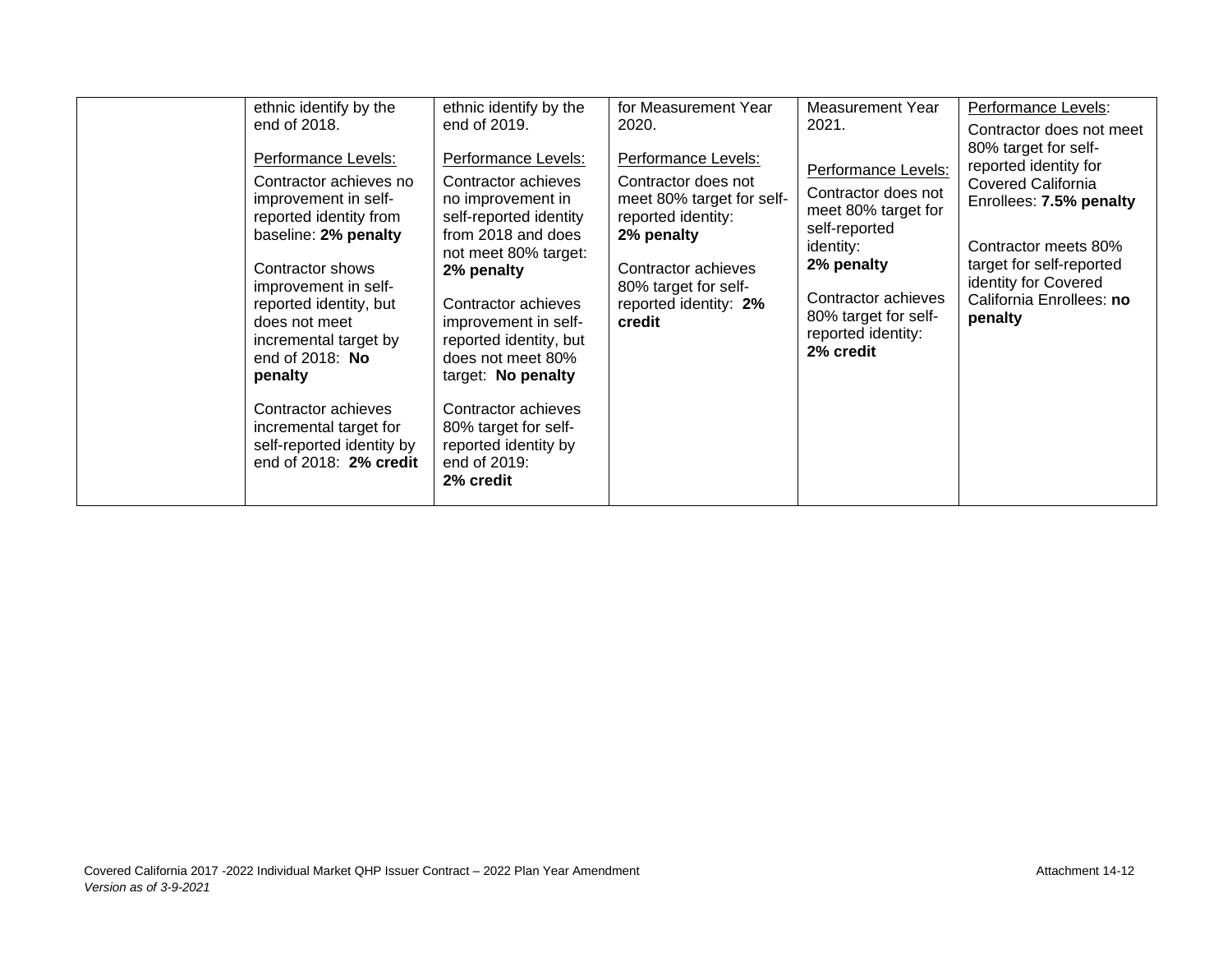|  | ethnic identify by the end of 2018.<br><br>Performance Levels:<br>Contractor achieves no improvement in self-reported identity from baseline: **2% penalty**<br><br>Contractor shows improvement in self-reported identity, but does not meet incremental target by end of 2018: **No penalty**<br><br>Contractor achieves incremental target for self-reported identity by end of 2018: **2% credit** | ethnic identify by the end of 2019.<br><br>Performance Levels:<br>Contractor achieves no improvement in self-reported identity from 2018 and does not meet 80% target: **2% penalty**<br><br>Contractor achieves improvement in self-reported identity, but does not meet 80% target: **No penalty**<br><br>Contractor achieves 80% target for self-reported identity by end of 2019: **2% credit** | for Measurement Year 2020.<br><br>Performance Levels:<br>Contractor does not meet 80% target for self-reported identity: **2% penalty**<br><br>Contractor achieves 80% target for self-reported identity: **2% credit** | Measurement Year 2021.<br><br>Performance Levels:<br>Contractor does not meet 80% target for self-reported identity: **2% penalty**<br><br>Contractor achieves 80% target for self-reported identity: **2% credit** | Performance Levels:<br>Contractor does not meet 80% target for self-reported identity for Covered California Enrollees: **7.5% penalty**<br><br>Contractor meets 80% target for self-reported identity for Covered California Enrollees: **no penalty** |
|---|---|---|---|---|---|

Covered California 2017 -2022 Individual Market QHP Issuer Contract – 2022 Plan Year Amendment
*Version as of 3-9-2021*

Attachment 14-12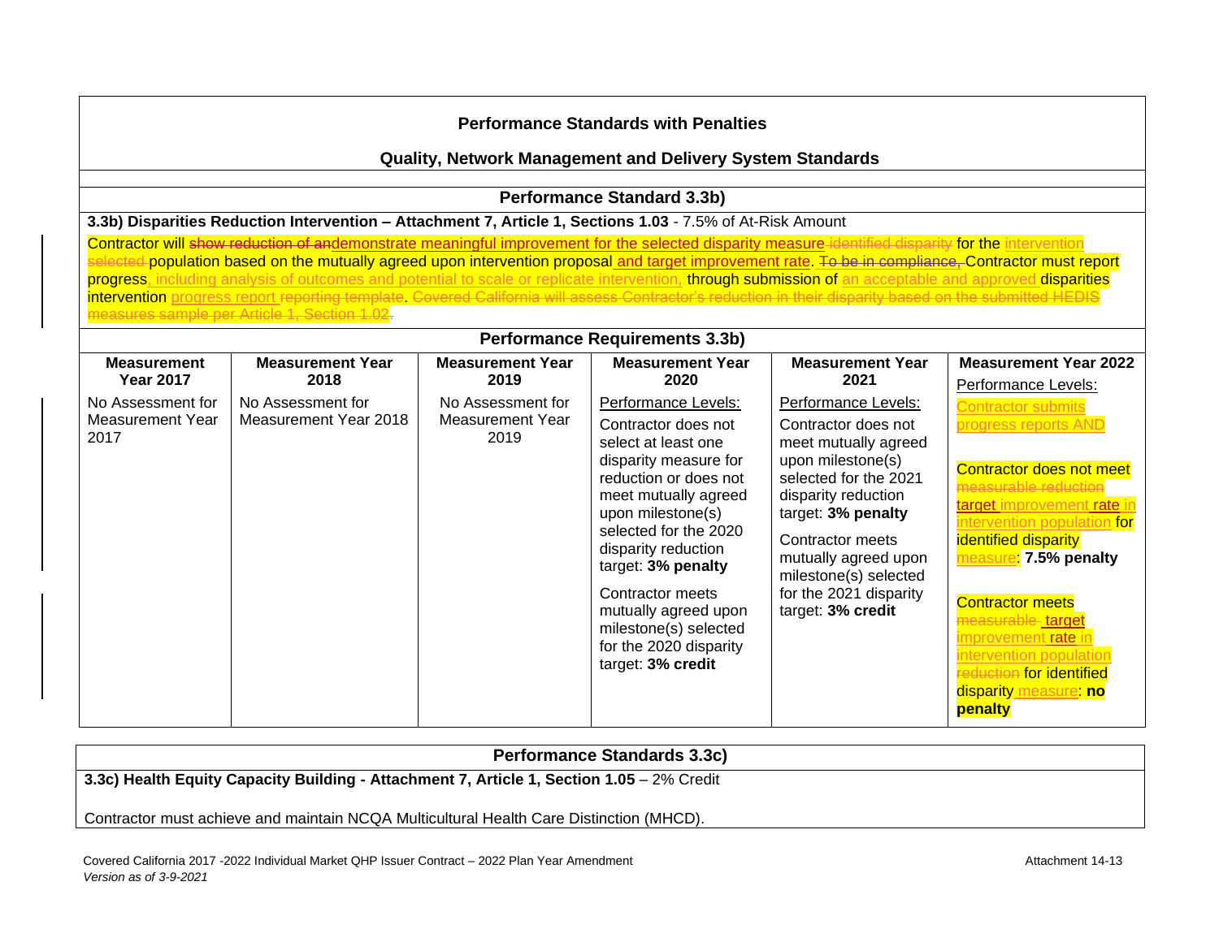## Performance Standards with Penalties

### Quality, Network Management and Delivery System Standards

### Performance Standard 3.3b)

**3.3b) Disparities Reduction Intervention – Attachment 7, Article 1, Sections 1.03** - 7.5% of At-Risk Amount

Contractor will ~~show reduction of an~~demonstrate meaningful improvement for the selected disparity measure ~~identified disparity~~ for the intervention ~~selected~~ population based on the mutually agreed upon intervention proposal and target improvement rate. ~~To be in compliance,~~ Contractor must report progress, including analysis of outcomes and potential to scale or replicate intervention, through submission of an acceptable and approved disparities intervention progress report ~~reporting template~~. ~~Covered California will assess Contractor's reduction in their disparity based on the submitted HEDIS measures sample per Article 1, Section 1.02~~.

### Performance Requirements 3.3b)

| Measurement Year 2017 | Measurement Year 2018 | Measurement Year 2019 | Measurement Year 2020 | Measurement Year 2021 | Measurement Year 2022 |
|---|---|---|---|---|---|
| No Assessment for Measurement Year 2017 | No Assessment for Measurement Year 2018 | No Assessment for Measurement Year 2019 | Performance Levels:<br>Contractor does not select at least one disparity measure for reduction or does not meet mutually agreed upon milestone(s) selected for the 2020 disparity reduction target: **3% penalty**<br>Contractor meets mutually agreed upon milestone(s) selected for the 2020 disparity target: **3% credit** | Performance Levels:<br>Contractor does not meet mutually agreed upon milestone(s) selected for the 2021 disparity reduction target: **3% penalty**<br>Contractor meets mutually agreed upon milestone(s) selected for the 2021 disparity target: **3% credit** | Performance Levels:<br>Contractor submits progress reports AND<br>Contractor does not meet ~~measurable reduction~~ target improvement rate in intervention population for identified disparity measure: **7.5% penalty**<br>Contractor meets ~~measurable~~ target improvement rate in intervention population ~~reduction~~ for identified disparity measure: **no penalty** |

### Performance Standards 3.3c)

**3.3c) Health Equity Capacity Building - Attachment 7, Article 1, Section 1.05** – 2% Credit

Contractor must achieve and maintain NCQA Multicultural Health Care Distinction (MHCD).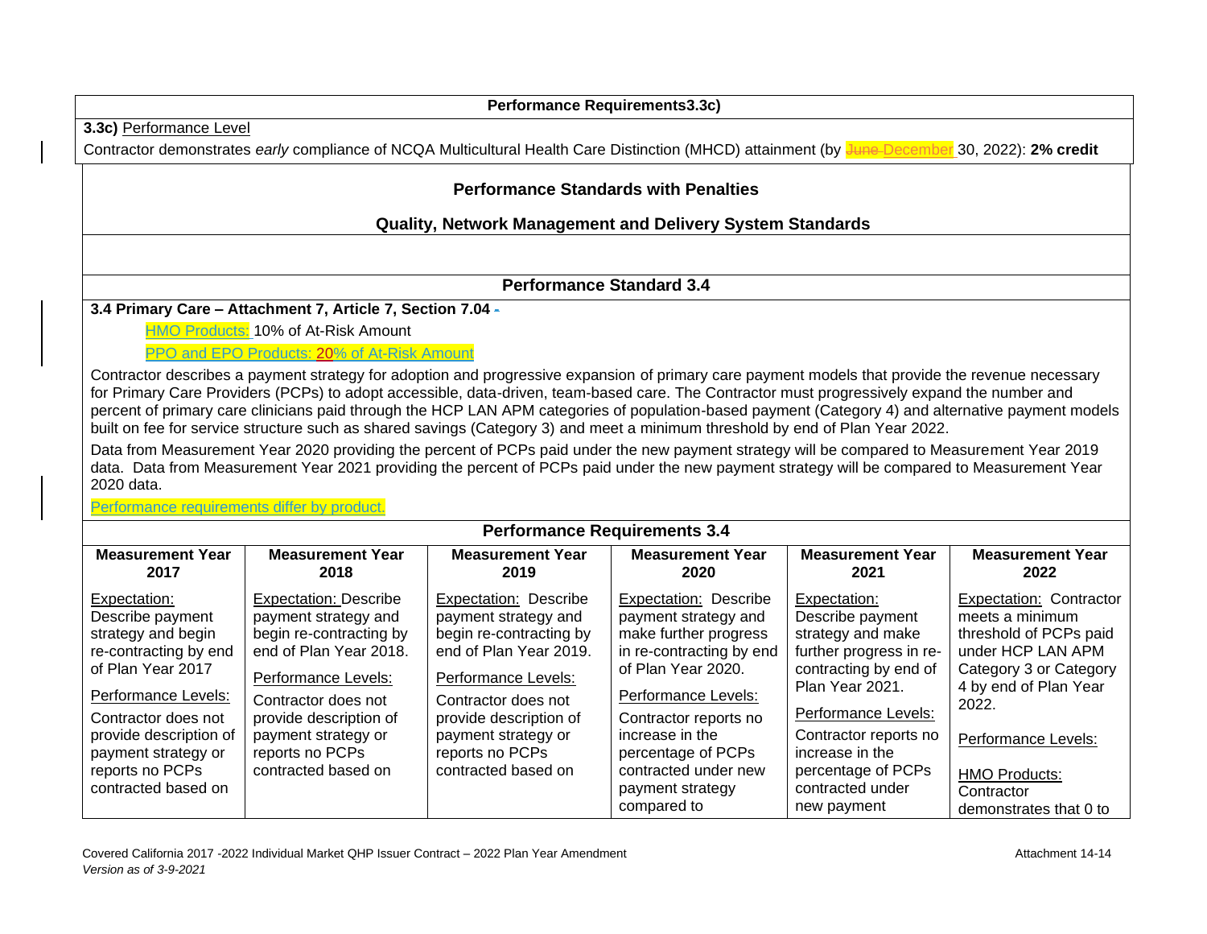| Performance Requirements3.3c) |
|---|
| **3.3c)** Performance Level |
| Contractor demonstrates *early* compliance of NCQA Multicultural Health Care Distinction (MHCD) attainment (by ~~June~~ December 30, 2022): **2% credit** |

## Performance Standards with Penalties

## Quality, Network Management and Delivery System Standards

### Performance Standard 3.4

**3.4 Primary Care – Attachment 7, Article 7, Section 7.04 -**

HMO Products: 10% of At-Risk Amount

PPO and EPO Products: 20% of At-Risk Amount

Contractor describes a payment strategy for adoption and progressive expansion of primary care payment models that provide the revenue necessary for Primary Care Providers (PCPs) to adopt accessible, data-driven, team-based care. The Contractor must progressively expand the number and percent of primary care clinicians paid through the HCP LAN APM categories of population-based payment (Category 4) and alternative payment models built on fee for service structure such as shared savings (Category 3) and meet a minimum threshold by end of Plan Year 2022.

Data from Measurement Year 2020 providing the percent of PCPs paid under the new payment strategy will be compared to Measurement Year 2019 data. Data from Measurement Year 2021 providing the percent of PCPs paid under the new payment strategy will be compared to Measurement Year 2020 data.

Performance requirements differ by product.

**Performance Requirements 3.4**

| Measurement Year 2017 | Measurement Year 2018 | Measurement Year 2019 | Measurement Year 2020 | Measurement Year 2021 | Measurement Year 2022 |
|---|---|---|---|---|---|
| Expectation: Describe payment strategy and begin re-contracting by end of Plan Year 2017<br><br>Performance Levels:<br><br>Contractor does not provide description of payment strategy or reports no PCPs contracted based on | Expectation: Describe payment strategy and begin re-contracting by end of Plan Year 2018.<br><br>Performance Levels:<br><br>Contractor does not provide description of payment strategy or reports no PCPs contracted based on | Expectation: Describe payment strategy and begin re-contracting by end of Plan Year 2019.<br><br>Performance Levels:<br><br>Contractor does not provide description of payment strategy or reports no PCPs contracted based on | Expectation: Describe payment strategy and make further progress in re-contracting by end of Plan Year 2020.<br><br>Performance Levels:<br><br>Contractor reports no increase in the percentage of PCPs contracted under new payment strategy compared to | Expectation: Describe payment strategy and make further progress in re-contracting by end of Plan Year 2021.<br><br>Performance Levels:<br><br>Contractor reports no increase in the percentage of PCPs contracted under new payment | Expectation: Contractor meets a minimum threshold of PCPs paid under HCP LAN APM Category 3 or Category 4 by end of Plan Year 2022.<br><br>Performance Levels:<br><br>HMO Products:<br>Contractor demonstrates that 0 to |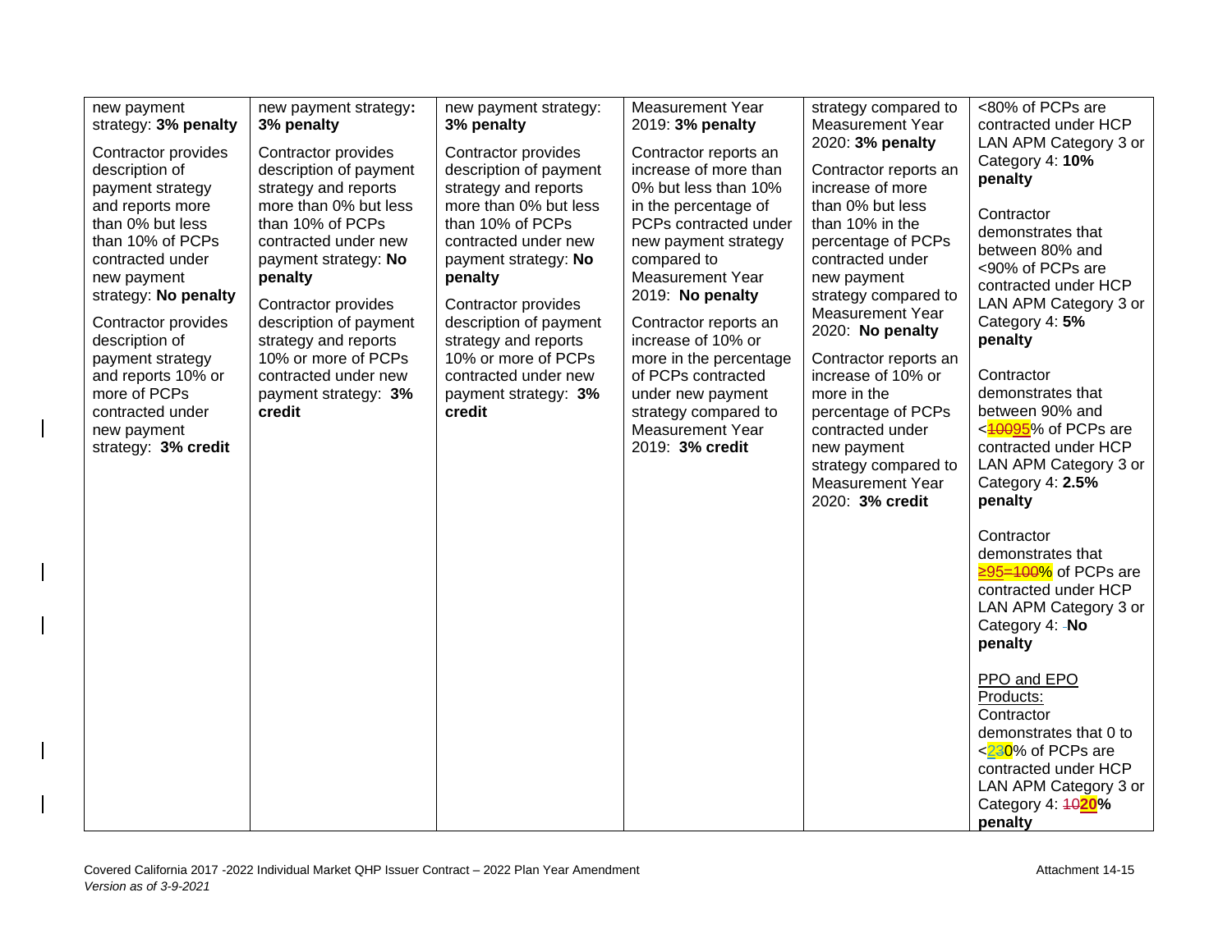| | | | | | |
|---|---|---|---|---|---|
| new payment strategy: **3% penalty**<br><br>Contractor provides description of payment strategy and reports more than 0% but less than 10% of PCPs contracted under new payment strategy: **No penalty**<br><br>Contractor provides description of payment strategy and reports 10% or more of PCPs contracted under new payment strategy: **3% credit** | new payment strategy**:** **3% penalty**<br><br>Contractor provides description of payment strategy and reports more than 0% but less than 10% of PCPs contracted under new payment strategy: **No penalty**<br><br>Contractor provides description of payment strategy and reports 10% or more of PCPs contracted under new payment strategy: **3% credit** | new payment strategy: **3% penalty**<br><br>Contractor provides description of payment strategy and reports more than 0% but less than 10% of PCPs contracted under new payment strategy: **No penalty**<br><br>Contractor provides description of payment strategy and reports 10% or more of PCPs contracted under new payment strategy: **3% credit** | Measurement Year 2019: **3% penalty**<br><br>Contractor reports an increase of more than 0% but less than 10% in the percentage of PCPs contracted under new payment strategy compared to Measurement Year 2019: **No penalty**<br><br>Contractor reports an increase of 10% or more in the percentage of PCPs contracted under new payment strategy compared to Measurement Year 2019: **3% credit** | strategy compared to Measurement Year 2020: **3% penalty**<br><br>Contractor reports an increase of more than 0% but less than 10% in the percentage of PCPs contracted under new payment strategy compared to Measurement Year 2020: **No penalty**<br><br>Contractor reports an increase of 10% or more in the percentage of PCPs contracted under new payment strategy compared to Measurement Year 2020: **3% credit** | <80% of PCPs are contracted under HCP LAN APM Category 3 or Category 4: **10% penalty**<br><br>Contractor demonstrates that between 80% and <90% of PCPs are contracted under HCP LAN APM Category 3 or Category 4: **5% penalty**<br><br>Contractor demonstrates that between 90% and <~~100~~95% of PCPs are contracted under HCP LAN APM Category 3 or Category 4: **2.5% penalty**<br><br>Contractor demonstrates that ≥95~~=100~~% of PCPs are contracted under HCP LAN APM Category 3 or Category 4: **No penalty**<br><br>PPO and EPO Products:<br>Contractor demonstrates that 0 to <~~2~~30% of PCPs are contracted under HCP LAN APM Category 3 or Category 4: ~~10~~**20% penalty** |

Covered California 2017 -2022 Individual Market QHP Issuer Contract – 2022 Plan Year Amendment
*Version as of 3-9-2021*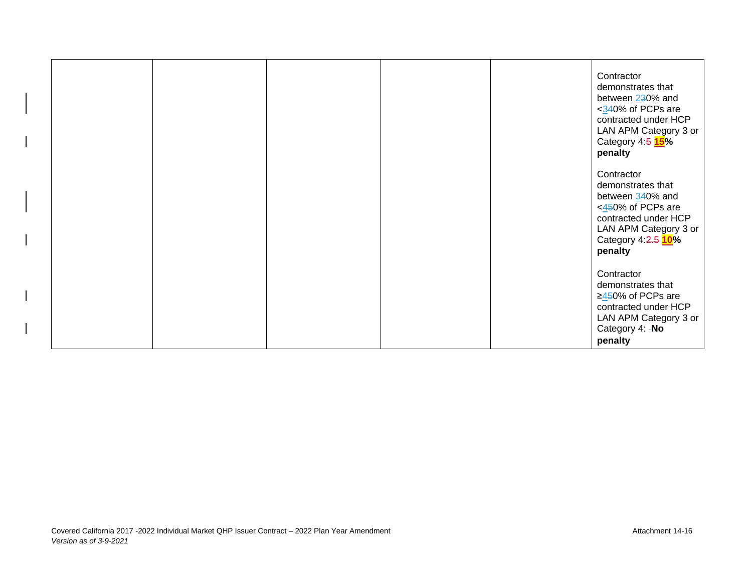| | | | | | |
|---|---|---|---|---|---|
| | | | | | Contractor demonstrates that between 230% and <340% of PCPs are contracted under HCP LAN APM Category 3 or Category 4:5 **15% penalty**<br><br>Contractor demonstrates that between 340% and <450% of PCPs are contracted under HCP LAN APM Category 3 or Category 4:2.5 **10% penalty**<br><br>Contractor demonstrates that ≥450% of PCPs are contracted under HCP LAN APM Category 3 or Category 4: -**No penalty** |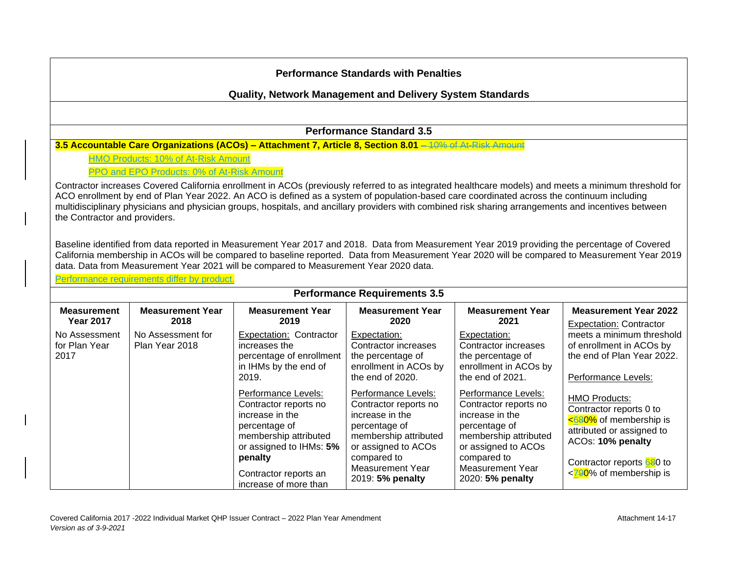**Performance Standards with Penalties**

**Quality, Network Management and Delivery System Standards**

**Performance Standard 3.5**

**3.5 Accountable Care Organizations (ACOs) – Attachment 7, Article 8, Section 8.01** ~~– 10% of At-Risk Amount~~

HMO Products: 10% of At-Risk Amount

PPO and EPO Products: 0% of At-Risk Amount

Contractor increases Covered California enrollment in ACOs (previously referred to as integrated healthcare models) and meets a minimum threshold for ACO enrollment by end of Plan Year 2022. An ACO is defined as a system of population-based care coordinated across the continuum including multidisciplinary physicians and physician groups, hospitals, and ancillary providers with combined risk sharing arrangements and incentives between the Contractor and providers.

Baseline identified from data reported in Measurement Year 2017 and 2018. Data from Measurement Year 2019 providing the percentage of Covered California membership in ACOs will be compared to baseline reported. Data from Measurement Year 2020 will be compared to Measurement Year 2019 data. Data from Measurement Year 2021 will be compared to Measurement Year 2020 data.

Performance requirements differ by product.

**Performance Requirements 3.5**

| **Measurement Year 2017** | **Measurement Year 2018** | **Measurement Year 2019** | **Measurement Year 2020** | **Measurement Year 2021** | **Measurement Year 2022** |
|---|---|---|---|---|---|
| No Assessment for Plan Year 2017 | No Assessment for Plan Year 2018 | Expectation: Contractor increases the percentage of enrollment in IHMs by the end of 2019.<br><br>Performance Levels:<br>Contractor reports no increase in the percentage of membership attributed or assigned to IHMs: **5% penalty**<br><br>Contractor reports an increase of more than | Expectation: Contractor increases the percentage of enrollment in ACOs by the end of 2020.<br><br>Performance Levels:<br>Contractor reports no increase in the percentage of membership attributed or assigned to ACOs compared to Measurement Year 2019: **5% penalty** | Expectation: Contractor increases the percentage of enrollment in ACOs by the end of 2021.<br><br>Performance Levels:<br>Contractor reports no increase in the percentage of membership attributed or assigned to ACOs compared to Measurement Year 2020: **5% penalty** | Expectation: Contractor meets a minimum threshold of enrollment in ACOs by the end of Plan Year 2022.<br><br>Performance Levels:<br><br>HMO Products:<br>Contractor reports 0 to <~~6~~80% of membership is attributed or assigned to ACOs: **10% penalty**<br><br>Contractor reports ~~6~~80 to <~~7~~90% of membership is |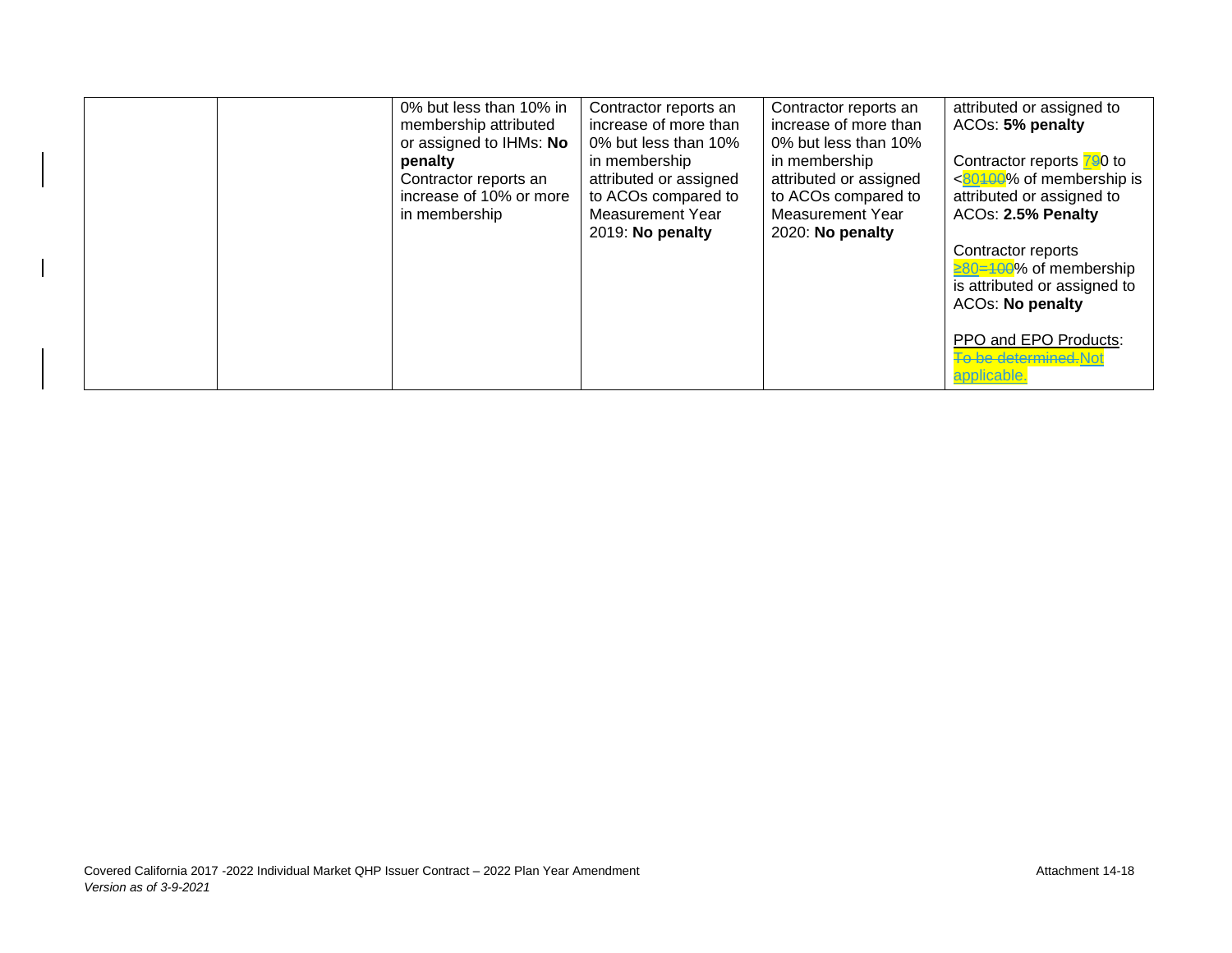| | | | | | |
|---|---|---|---|---|---|
| | | 0% but less than 10% in membership attributed or assigned to IHMs: **No penalty**<br>Contractor reports an increase of 10% or more in membership | Contractor reports an increase of more than 0% but less than 10% in membership attributed or assigned to ACOs compared to Measurement Year 2019: **No penalty** | Contractor reports an increase of more than 0% but less than 10% in membership attributed or assigned to ACOs compared to Measurement Year 2020: **No penalty** | attributed or assigned to ACOs: **5% penalty**<br><br>Contractor reports ~~9~~70 to <~~100~~80% of membership is attributed or assigned to ACOs: **2.5% Penalty**<br><br>Contractor reports ~~=100~~≥80% of membership is attributed or assigned to ACOs: **No penalty**<br><br>PPO and EPO Products: ~~To be determined.~~Not applicable. |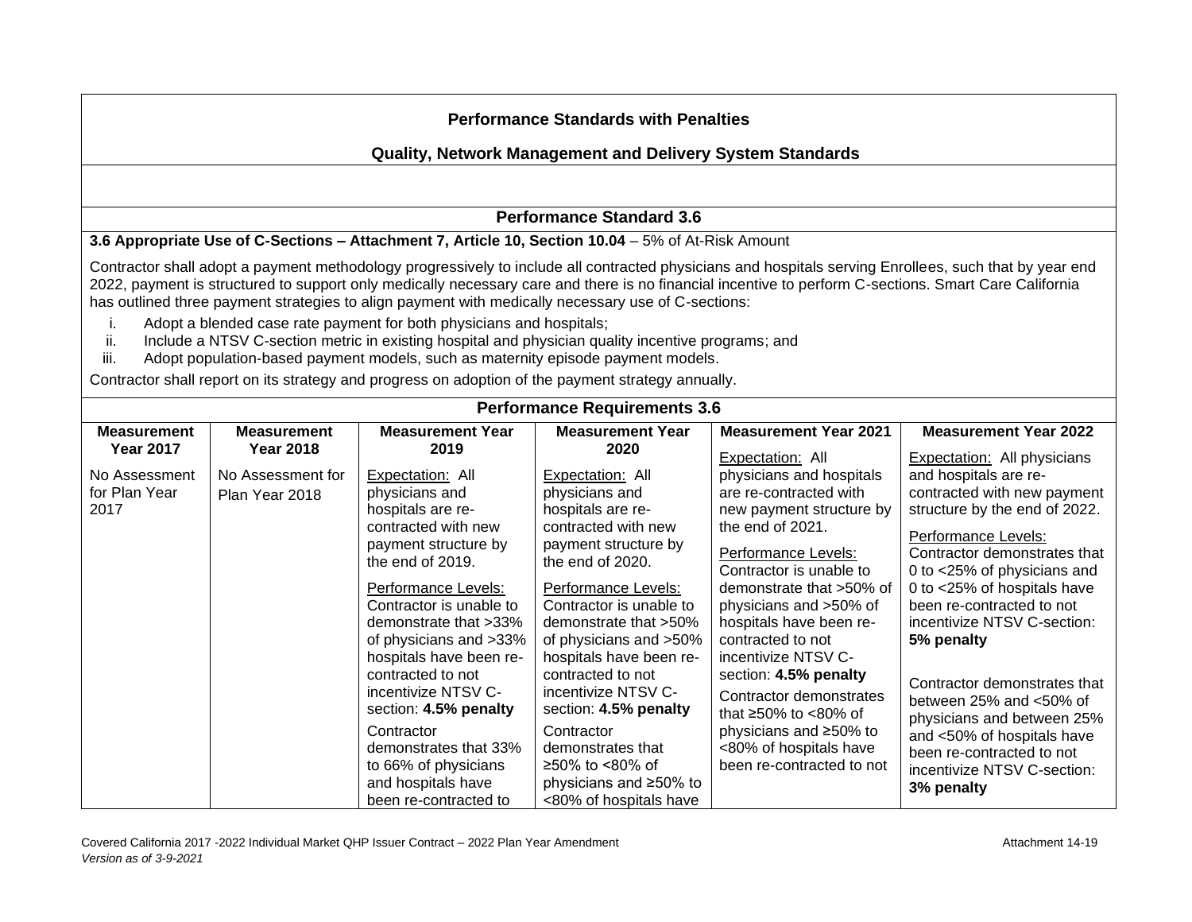## Performance Standards with Penalties

### Quality, Network Management and Delivery System Standards

### Performance Standard 3.6

**3.6 Appropriate Use of C-Sections – Attachment 7, Article 10, Section 10.04** – 5% of At-Risk Amount

Contractor shall adopt a payment methodology progressively to include all contracted physicians and hospitals serving Enrollees, such that by year end 2022, payment is structured to support only medically necessary care and there is no financial incentive to perform C-sections. Smart Care California has outlined three payment strategies to align payment with medically necessary use of C-sections:

i. Adopt a blended case rate payment for both physicians and hospitals;
ii. Include a NTSV C-section metric in existing hospital and physician quality incentive programs; and
iii. Adopt population-based payment models, such as maternity episode payment models.

Contractor shall report on its strategy and progress on adoption of the payment strategy annually.

**Performance Requirements 3.6**

| Measurement Year 2017 | Measurement Year 2018 | Measurement Year 2019 | Measurement Year 2020 | Measurement Year 2021 | Measurement Year 2022 |
|---|---|---|---|---|---|
| No Assessment for Plan Year 2017 | No Assessment for Plan Year 2018 | Expectation: All physicians and hospitals are re-contracted with new payment structure by the end of 2019.<br><br>Performance Levels:<br>Contractor is unable to demonstrate that >33% of physicians and >33% hospitals have been re-contracted to not incentivize NTSV C-section: **4.5% penalty**<br><br>Contractor demonstrates that 33% to 66% of physicians and hospitals have been re-contracted to | Expectation: All physicians and hospitals are re-contracted with new payment structure by the end of 2020.<br><br>Performance Levels:<br>Contractor is unable to demonstrate that >50% of physicians and >50% hospitals have been re-contracted to not incentivize NTSV C-section: **4.5% penalty**<br><br>Contractor demonstrates that ≥50% to <80% of physicians and ≥50% to <80% of hospitals have | Expectation: All physicians and hospitals are re-contracted with new payment structure by the end of 2021.<br><br>Performance Levels:<br>Contractor is unable to demonstrate that >50% of physicians and >50% of hospitals have been re-contracted to not incentivize NTSV C-section: **4.5% penalty**<br><br>Contractor demonstrates that ≥50% to <80% of physicians and ≥50% to <80% of hospitals have been re-contracted to not | Expectation: All physicians and hospitals are re-contracted with new payment structure by the end of 2022.<br><br>Performance Levels:<br>Contractor demonstrates that 0 to <25% of physicians and 0 to <25% of hospitals have been re-contracted to not incentivize NTSV C-section: **5% penalty**<br><br>Contractor demonstrates that between 25% and <50% of physicians and between 25% and <50% of hospitals have been re-contracted to not incentivize NTSV C-section: **3% penalty** |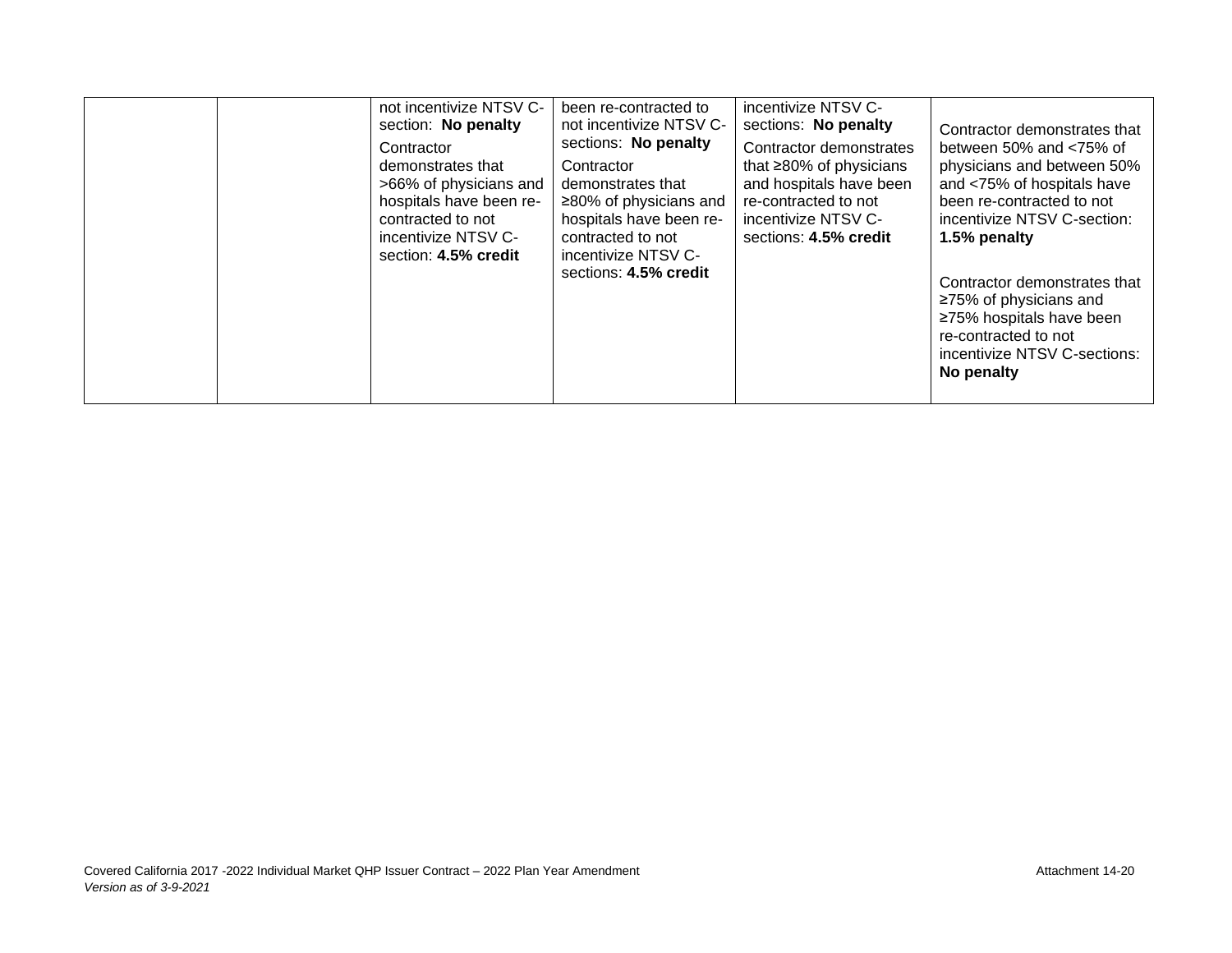| | | | | | |
|---|---|---|---|---|---|
| | | not incentivize NTSV C-section: **No penalty**<br><br>Contractor demonstrates that >66% of physicians and hospitals have been re-contracted to not incentivize NTSV C-section: **4.5% credit** | been re-contracted to not incentivize NTSV C-sections: **No penalty**<br><br>Contractor demonstrates that ≥80% of physicians and hospitals have been re-contracted to not incentivize NTSV C-sections: **4.5% credit** | incentivize NTSV C-sections: **No penalty**<br><br>Contractor demonstrates that ≥80% of physicians and hospitals have been re-contracted to not incentivize NTSV C-sections: **4.5% credit** | Contractor demonstrates that between 50% and <75% of physicians and between 50% and <75% of hospitals have been re-contracted to not incentivize NTSV C-section: **1.5% penalty**<br><br>Contractor demonstrates that ≥75% of physicians and ≥75% hospitals have been re-contracted to not incentivize NTSV C-sections: **No penalty** |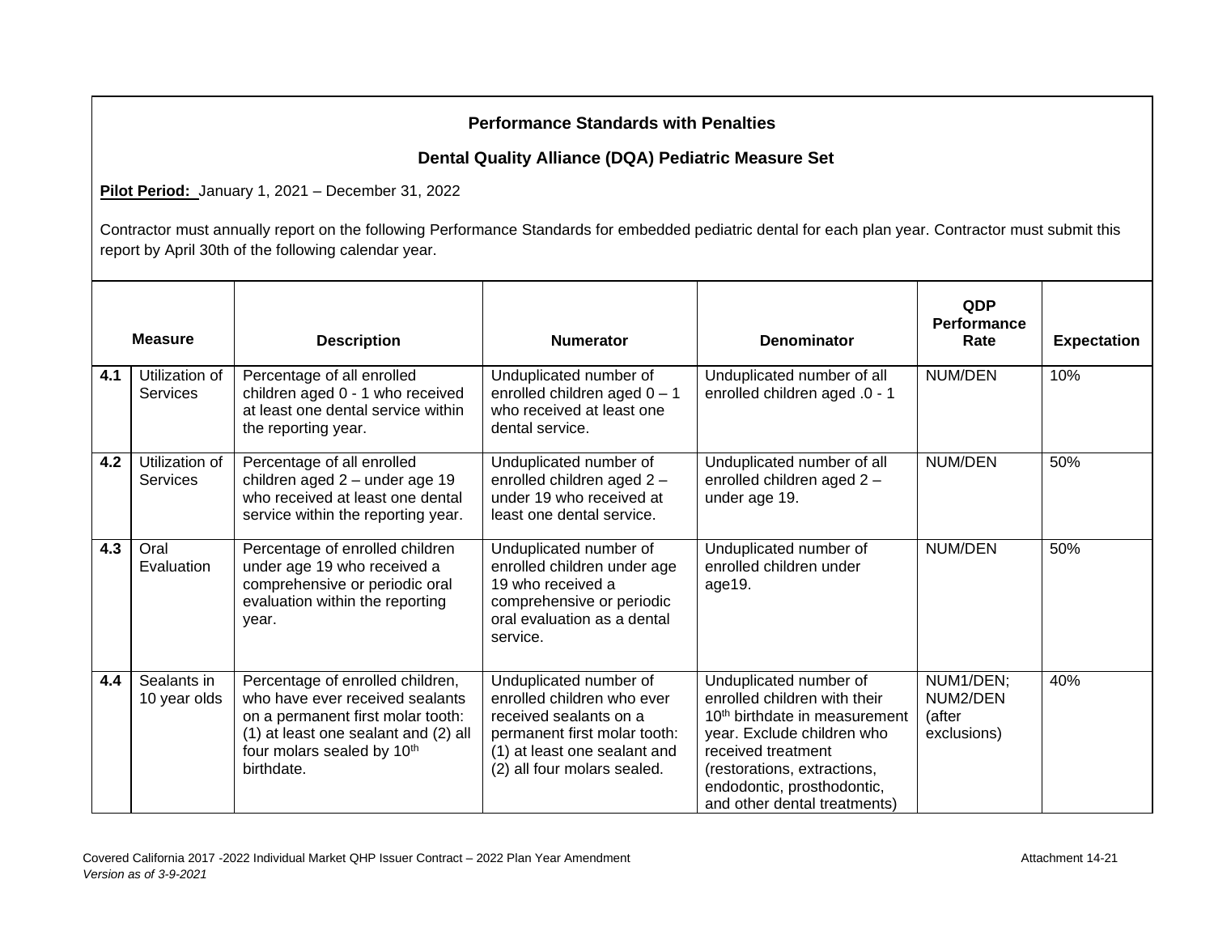## Performance Standards with Penalties

## Dental Quality Alliance (DQA) Pediatric Measure Set

**Pilot Period:** January 1, 2021 – December 31, 2022

Contractor must annually report on the following Performance Standards for embedded pediatric dental for each plan year. Contractor must submit this report by April 30th of the following calendar year.

| Measure | | Description | Numerator | Denominator | QDP Performance Rate | Expectation |
|---|---|---|---|---|---|---|
| 4.1 | Utilization of Services | Percentage of all enrolled children aged 0 - 1 who received at least one dental service within the reporting year. | Unduplicated number of enrolled children aged 0 – 1 who received at least one dental service. | Unduplicated number of all enrolled children aged .0 - 1 | NUM/DEN | 10% |
| 4.2 | Utilization of Services | Percentage of all enrolled children aged 2 – under age 19 who received at least one dental service within the reporting year. | Unduplicated number of enrolled children aged 2 – under 19 who received at least one dental service. | Unduplicated number of all enrolled children aged 2 – under age 19. | NUM/DEN | 50% |
| 4.3 | Oral Evaluation | Percentage of enrolled children under age 19 who received a comprehensive or periodic oral evaluation within the reporting year. | Unduplicated number of enrolled children under age 19 who received a comprehensive or periodic oral evaluation as a dental service. | Unduplicated number of enrolled children under age19. | NUM/DEN | 50% |
| 4.4 | Sealants in 10 year olds | Percentage of enrolled children, who have ever received sealants on a permanent first molar tooth: (1) at least one sealant and (2) all four molars sealed by 10th birthdate. | Unduplicated number of enrolled children who ever received sealants on a permanent first molar tooth: (1) at least one sealant and (2) all four molars sealed. | Unduplicated number of enrolled children with their 10th birthdate in measurement year. Exclude children who received treatment (restorations, extractions, endodontic, prosthodontic, and other dental treatments) | NUM1/DEN; NUM2/DEN (after exclusions) | 40% |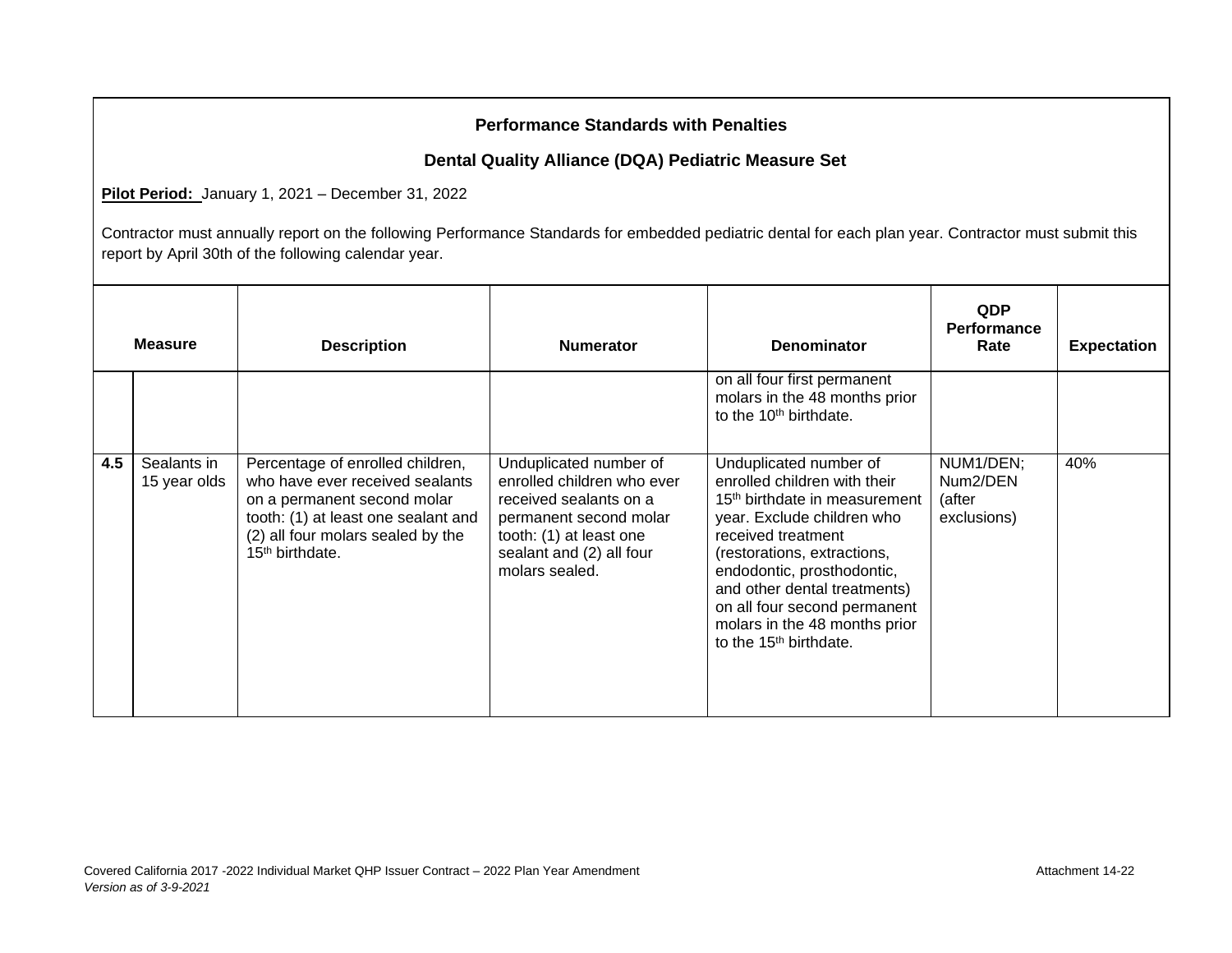**Performance Standards with Penalties**

**Dental Quality Alliance (DQA) Pediatric Measure Set**

**Pilot Period:** January 1, 2021 – December 31, 2022

Contractor must annually report on the following Performance Standards for embedded pediatric dental for each plan year. Contractor must submit this report by April 30th of the following calendar year.

| Measure | | Description | Numerator | Denominator | QDP Performance Rate | Expectation |
|---|---|---|---|---|---|---|
| | | | | on all four first permanent molars in the 48 months prior to the 10th birthdate. | | |
| 4.5 | Sealants in 15 year olds | Percentage of enrolled children, who have ever received sealants on a permanent second molar tooth: (1) at least one sealant and (2) all four molars sealed by the 15th birthdate. | Unduplicated number of enrolled children who ever received sealants on a permanent second molar tooth: (1) at least one sealant and (2) all four molars sealed. | Unduplicated number of enrolled children with their 15th birthdate in measurement year. Exclude children who received treatment (restorations, extractions, endodontic, prosthodontic, and other dental treatments) on all four second permanent molars in the 48 months prior to the 15th birthdate. | NUM1/DEN; Num2/DEN (after exclusions) | 40% |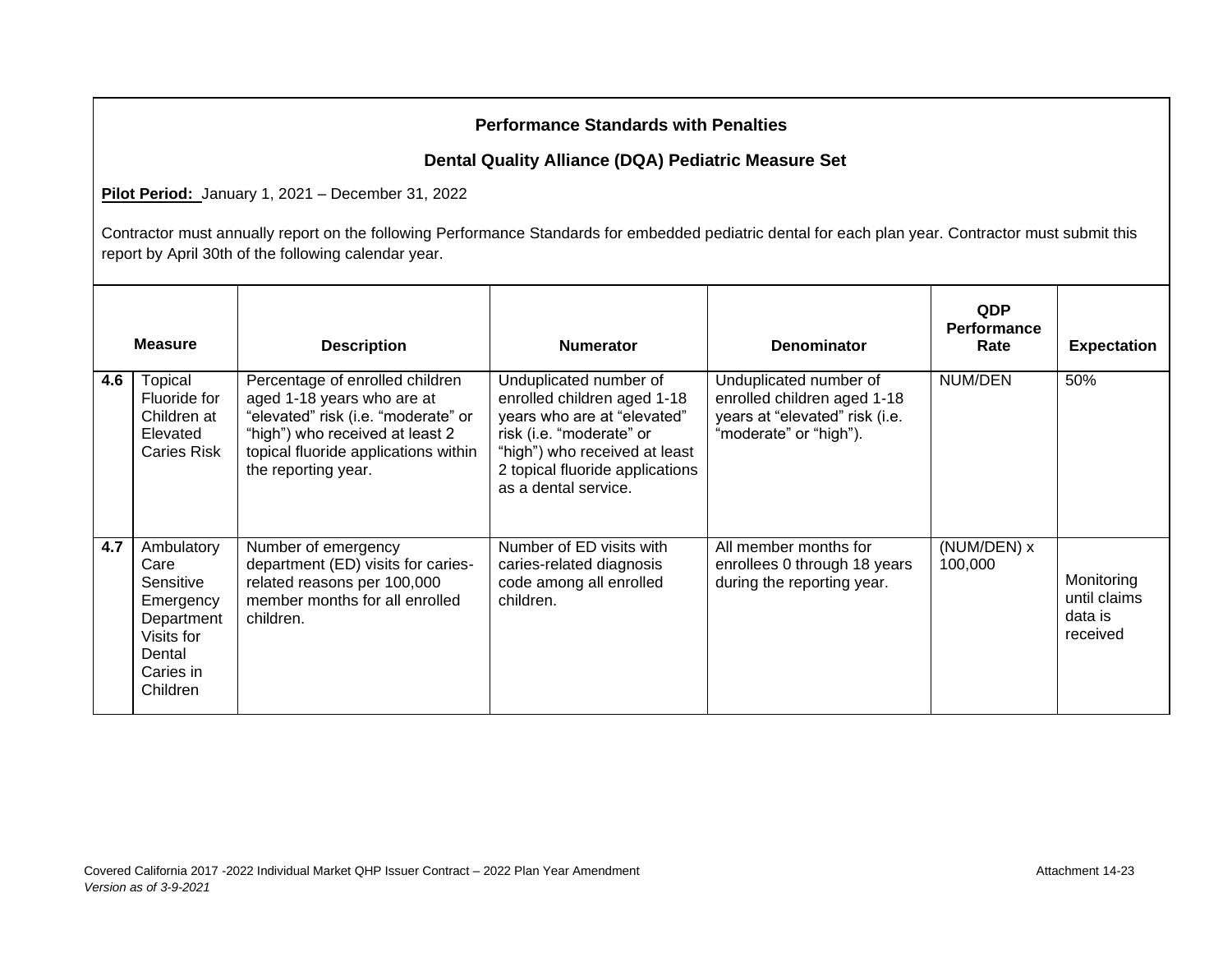**Performance Standards with Penalties**

**Dental Quality Alliance (DQA) Pediatric Measure Set**

**Pilot Period:** January 1, 2021 – December 31, 2022

Contractor must annually report on the following Performance Standards for embedded pediatric dental for each plan year. Contractor must submit this report by April 30th of the following calendar year.

| Measure | | Description | Numerator | Denominator | QDP Performance Rate | Expectation |
|---|---|---|---|---|---|---|
| 4.6 | Topical Fluoride for Children at Elevated Caries Risk | Percentage of enrolled children aged 1-18 years who are at "elevated" risk (i.e. "moderate" or "high") who received at least 2 topical fluoride applications within the reporting year. | Unduplicated number of enrolled children aged 1-18 years who are at "elevated" risk (i.e. "moderate" or "high") who received at least 2 topical fluoride applications as a dental service. | Unduplicated number of enrolled children aged 1-18 years at "elevated" risk (i.e. "moderate" or "high"). | NUM/DEN | 50% |
| 4.7 | Ambulatory Care Sensitive Emergency Department Visits for Dental Caries in Children | Number of emergency department (ED) visits for caries-related reasons per 100,000 member months for all enrolled children. | Number of ED visits with caries-related diagnosis code among all enrolled children. | All member months for enrollees 0 through 18 years during the reporting year. | (NUM/DEN) x 100,000 | Monitoring until claims data is received |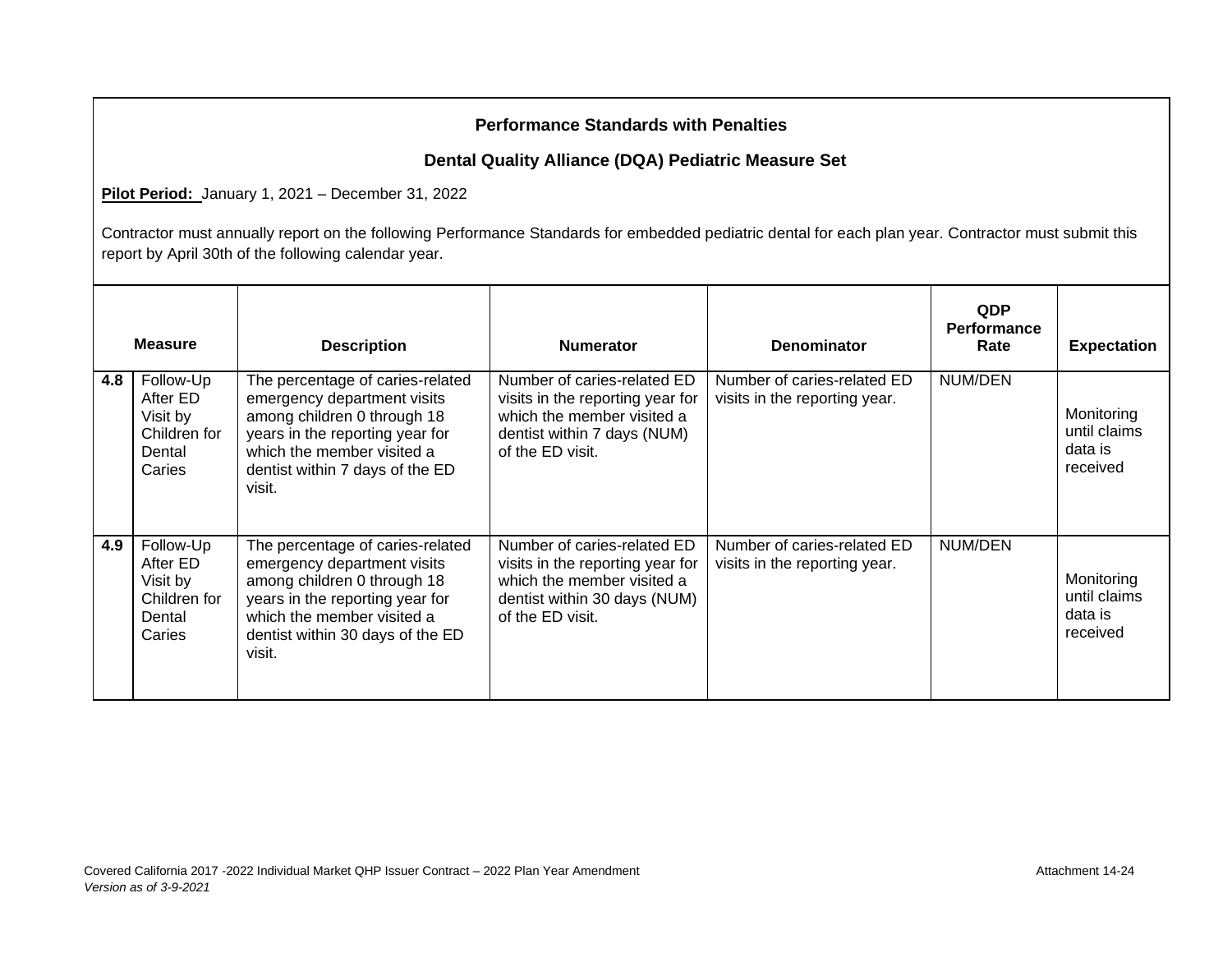## Performance Standards with Penalties

## Dental Quality Alliance (DQA) Pediatric Measure Set

**Pilot Period:** January 1, 2021 – December 31, 2022

Contractor must annually report on the following Performance Standards for embedded pediatric dental for each plan year. Contractor must submit this report by April 30th of the following calendar year.

| Measure | | Description | Numerator | Denominator | QDP Performance Rate | Expectation |
|---|---|---|---|---|---|---|
| 4.8 | Follow-Up After ED Visit by Children for Dental Caries | The percentage of caries-related emergency department visits among children 0 through 18 years in the reporting year for which the member visited a dentist within 7 days of the ED visit. | Number of caries-related ED visits in the reporting year for which the member visited a dentist within 7 days (NUM) of the ED visit. | Number of caries-related ED visits in the reporting year. | NUM/DEN | Monitoring until claims data is received |
| 4.9 | Follow-Up After ED Visit by Children for Dental Caries | The percentage of caries-related emergency department visits among children 0 through 18 years in the reporting year for which the member visited a dentist within 30 days of the ED visit. | Number of caries-related ED visits in the reporting year for which the member visited a dentist within 30 days (NUM) of the ED visit. | Number of caries-related ED visits in the reporting year. | NUM/DEN | Monitoring until claims data is received |